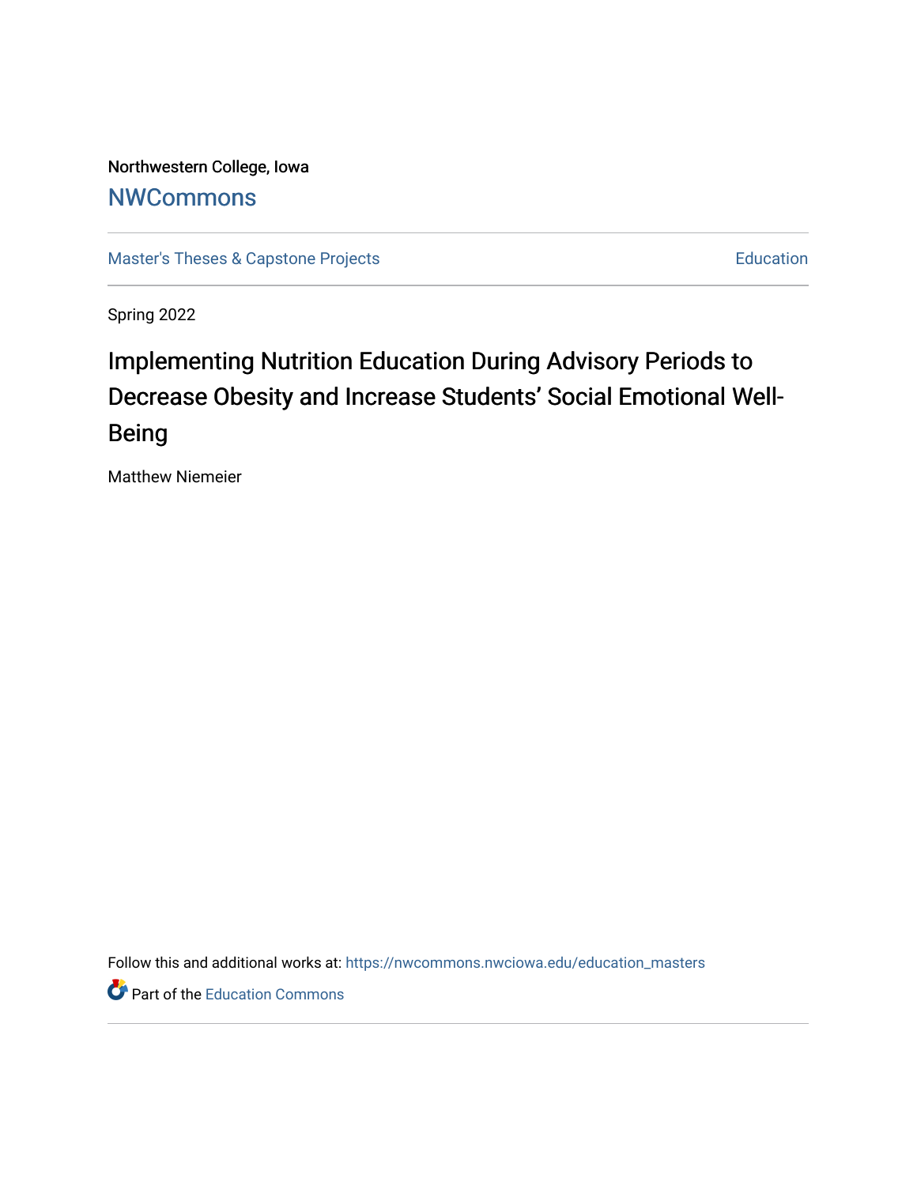Northwestern College, Iowa

## NWCommons

Master's Theses & Capstone Projects

Education

Spring 2022

# Implementing Nutrition Education During Advisory Periods to Decrease Obesity and Increase Students' Social Emotional Well-Being

Matthew Niemeier

Follow this and additional works at: https://nwcommons.nwciowa.edu/education_masters

Part of the Education Commons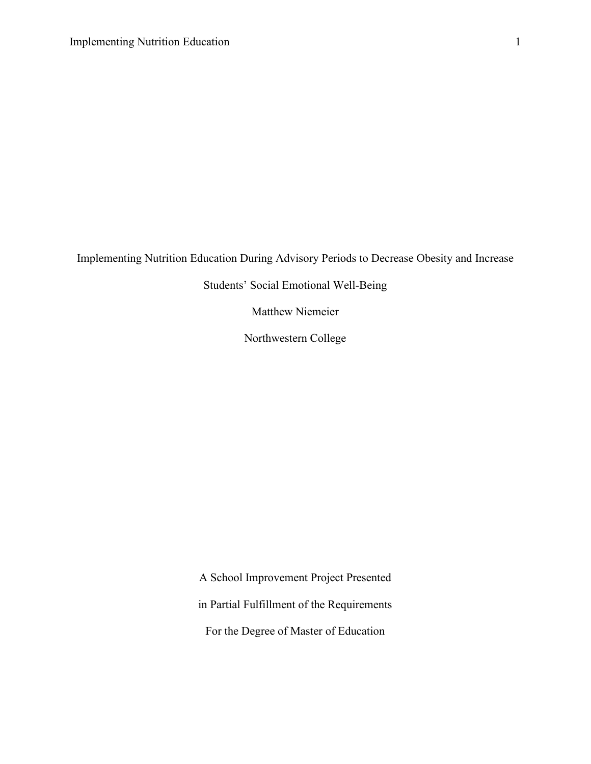# Implementing Nutrition Education During Advisory Periods to Decrease Obesity and Increase Students' Social Emotional Well-Being

Matthew Niemeier

Northwestern College

A School Improvement Project Presented

in Partial Fulfillment of the Requirements

For the Degree of Master of Education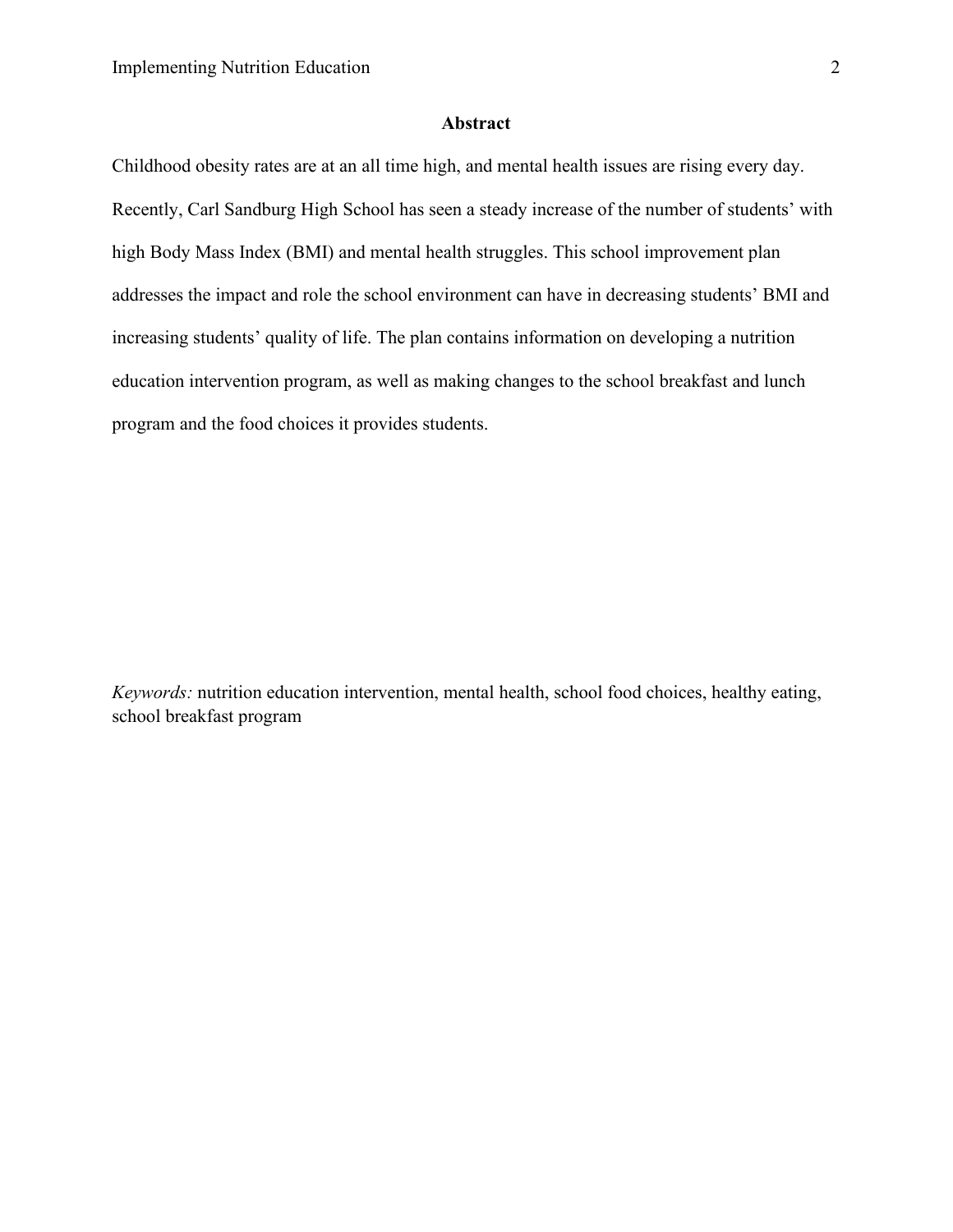## Abstract

Childhood obesity rates are at an all time high, and mental health issues are rising every day. Recently, Carl Sandburg High School has seen a steady increase of the number of students' with high Body Mass Index (BMI) and mental health struggles. This school improvement plan addresses the impact and role the school environment can have in decreasing students' BMI and increasing students' quality of life. The plan contains information on developing a nutrition education intervention program, as well as making changes to the school breakfast and lunch program and the food choices it provides students.

*Keywords:* nutrition education intervention, mental health, school food choices, healthy eating, school breakfast program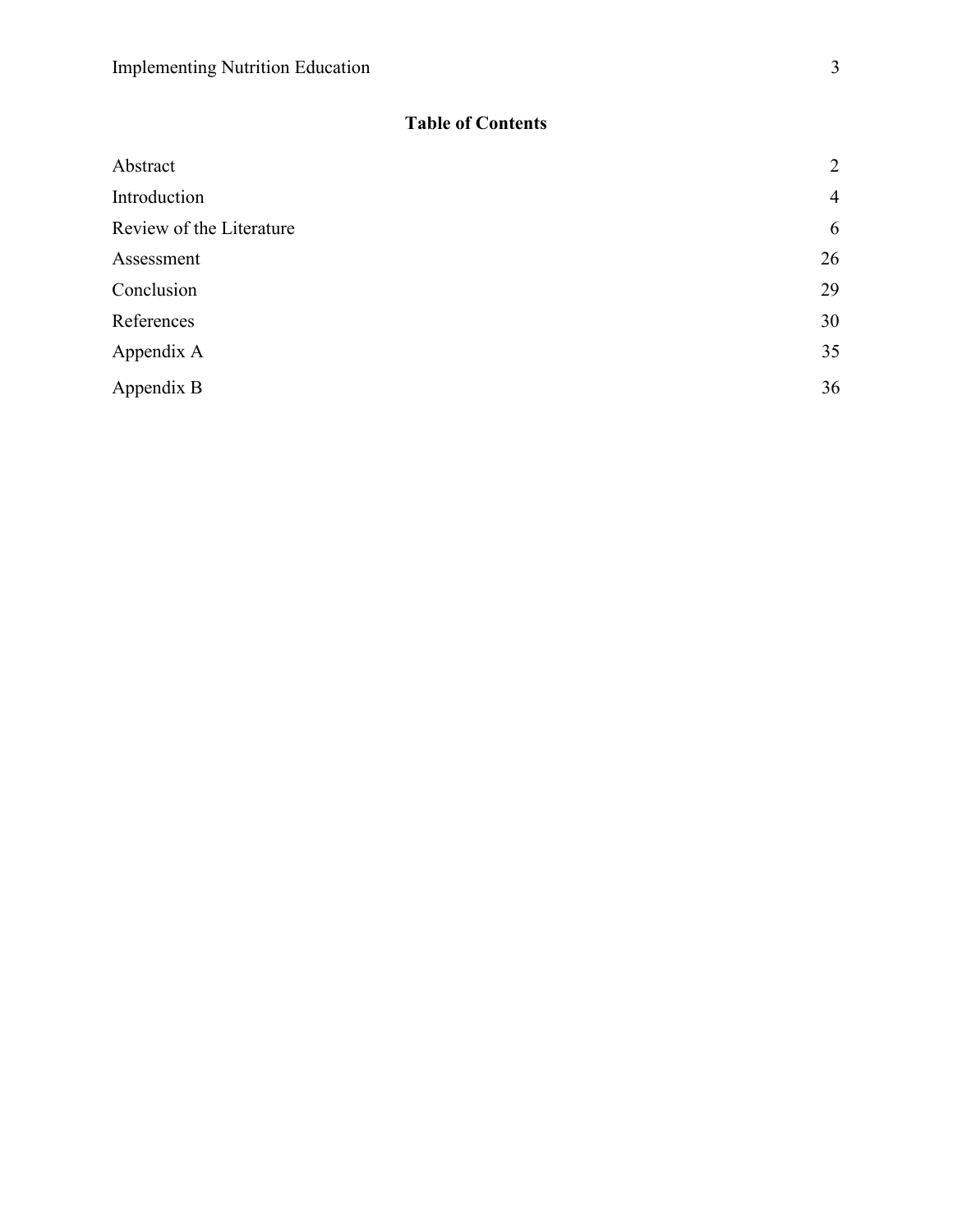## Table of Contents

| | |
|---|---|
| Abstract | 2 |
| Introduction | 4 |
| Review of the Literature | 6 |
| Assessment | 26 |
| Conclusion | 29 |
| References | 30 |
| Appendix A | 35 |
| Appendix B | 36 |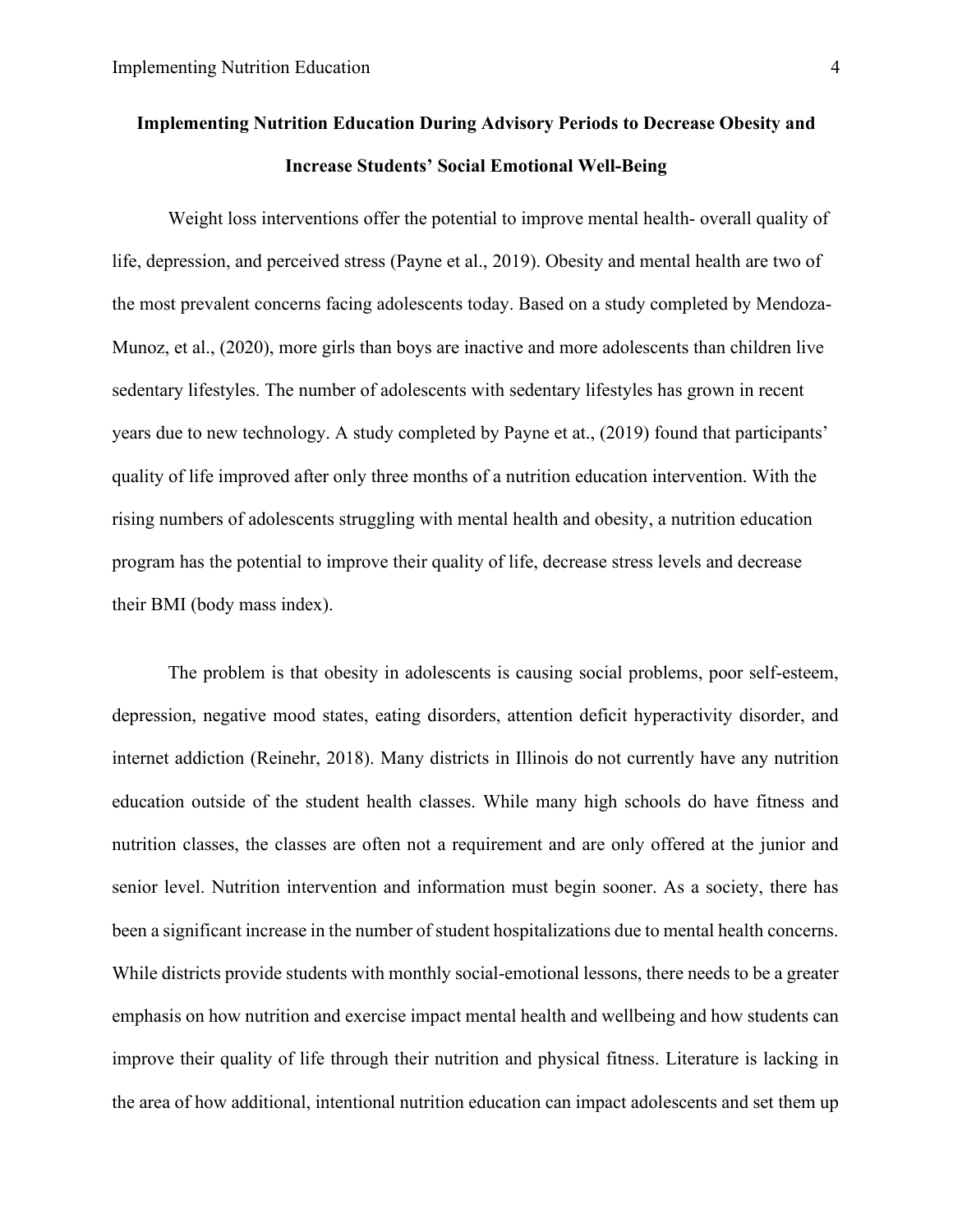**Implementing Nutrition Education During Advisory Periods to Decrease Obesity and Increase Students' Social Emotional Well-Being**

Weight loss interventions offer the potential to improve mental health- overall quality of life, depression, and perceived stress (Payne et al., 2019). Obesity and mental health are two of the most prevalent concerns facing adolescents today. Based on a study completed by Mendoza-Munoz, et al., (2020), more girls than boys are inactive and more adolescents than children live sedentary lifestyles. The number of adolescents with sedentary lifestyles has grown in recent years due to new technology. A study completed by Payne et at., (2019) found that participants' quality of life improved after only three months of a nutrition education intervention. With the rising numbers of adolescents struggling with mental health and obesity, a nutrition education program has the potential to improve their quality of life, decrease stress levels and decrease their BMI (body mass index).

The problem is that obesity in adolescents is causing social problems, poor self-esteem, depression, negative mood states, eating disorders, attention deficit hyperactivity disorder, and internet addiction (Reinehr, 2018). Many districts in Illinois do not currently have any nutrition education outside of the student health classes. While many high schools do have fitness and nutrition classes, the classes are often not a requirement and are only offered at the junior and senior level. Nutrition intervention and information must begin sooner. As a society, there has been a significant increase in the number of student hospitalizations due to mental health concerns. While districts provide students with monthly social-emotional lessons, there needs to be a greater emphasis on how nutrition and exercise impact mental health and wellbeing and how students can improve their quality of life through their nutrition and physical fitness. Literature is lacking in the area of how additional, intentional nutrition education can impact adolescents and set them up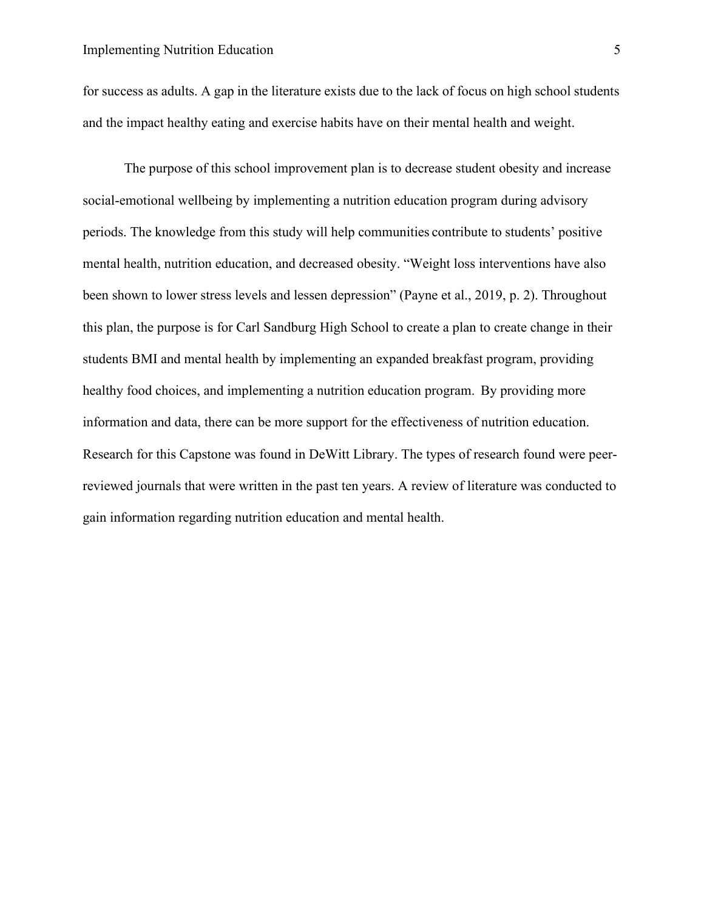for success as adults. A gap in the literature exists due to the lack of focus on high school students and the impact healthy eating and exercise habits have on their mental health and weight.

The purpose of this school improvement plan is to decrease student obesity and increase social-emotional wellbeing by implementing a nutrition education program during advisory periods. The knowledge from this study will help communities contribute to students' positive mental health, nutrition education, and decreased obesity. "Weight loss interventions have also been shown to lower stress levels and lessen depression" (Payne et al., 2019, p. 2). Throughout this plan, the purpose is for Carl Sandburg High School to create a plan to create change in their students BMI and mental health by implementing an expanded breakfast program, providing healthy food choices, and implementing a nutrition education program. By providing more information and data, there can be more support for the effectiveness of nutrition education. Research for this Capstone was found in DeWitt Library. The types of research found were peer-reviewed journals that were written in the past ten years. A review of literature was conducted to gain information regarding nutrition education and mental health.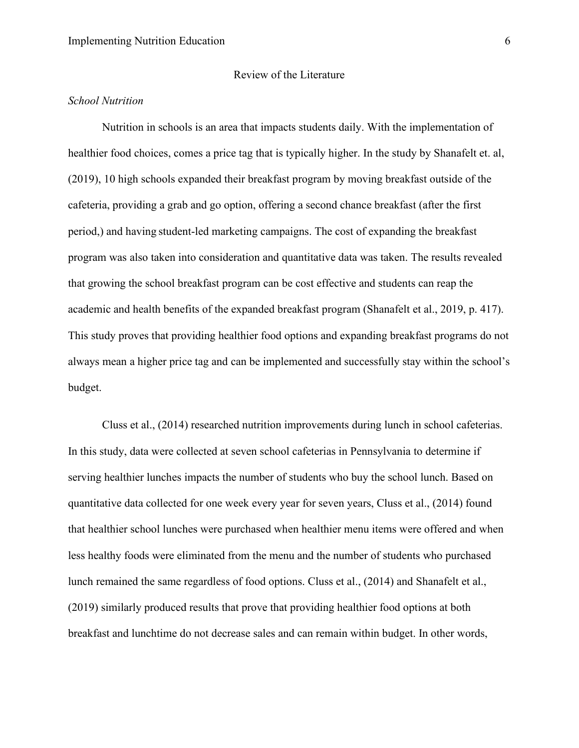## Review of the Literature

### *School Nutrition*

Nutrition in schools is an area that impacts students daily. With the implementation of healthier food choices, comes a price tag that is typically higher. In the study by Shanafelt et. al, (2019), 10 high schools expanded their breakfast program by moving breakfast outside of the cafeteria, providing a grab and go option, offering a second chance breakfast (after the first period,) and having student-led marketing campaigns. The cost of expanding the breakfast program was also taken into consideration and quantitative data was taken. The results revealed that growing the school breakfast program can be cost effective and students can reap the academic and health benefits of the expanded breakfast program (Shanafelt et al., 2019, p. 417). This study proves that providing healthier food options and expanding breakfast programs do not always mean a higher price tag and can be implemented and successfully stay within the school's budget.

Cluss et al., (2014) researched nutrition improvements during lunch in school cafeterias. In this study, data were collected at seven school cafeterias in Pennsylvania to determine if serving healthier lunches impacts the number of students who buy the school lunch. Based on quantitative data collected for one week every year for seven years, Cluss et al., (2014) found that healthier school lunches were purchased when healthier menu items were offered and when less healthy foods were eliminated from the menu and the number of students who purchased lunch remained the same regardless of food options. Cluss et al., (2014) and Shanafelt et al., (2019) similarly produced results that prove that providing healthier food options at both breakfast and lunchtime do not decrease sales and can remain within budget. In other words,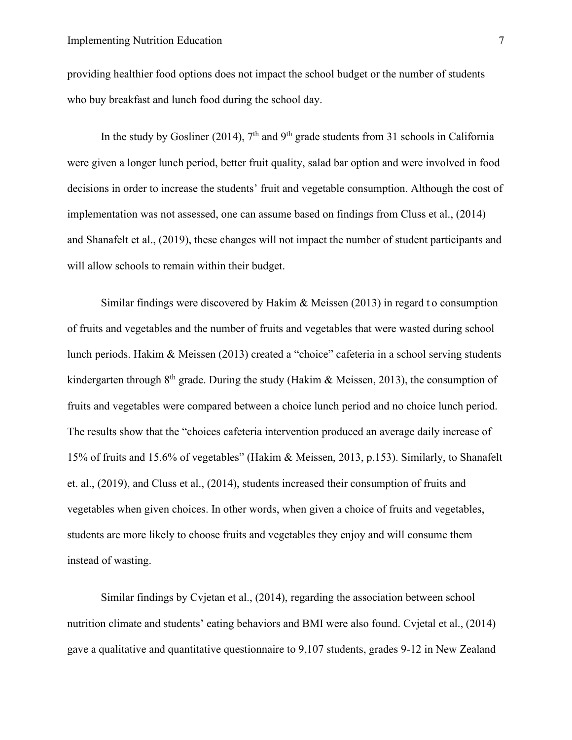providing healthier food options does not impact the school budget or the number of students who buy breakfast and lunch food during the school day.

In the study by Gosliner (2014), 7th and 9th grade students from 31 schools in California were given a longer lunch period, better fruit quality, salad bar option and were involved in food decisions in order to increase the students' fruit and vegetable consumption. Although the cost of implementation was not assessed, one can assume based on findings from Cluss et al., (2014) and Shanafelt et al., (2019), these changes will not impact the number of student participants and will allow schools to remain within their budget.

Similar findings were discovered by Hakim & Meissen (2013) in regard t o consumption of fruits and vegetables and the number of fruits and vegetables that were wasted during school lunch periods. Hakim & Meissen (2013) created a "choice" cafeteria in a school serving students kindergarten through 8th grade. During the study (Hakim & Meissen, 2013), the consumption of fruits and vegetables were compared between a choice lunch period and no choice lunch period. The results show that the "choices cafeteria intervention produced an average daily increase of 15% of fruits and 15.6% of vegetables" (Hakim & Meissen, 2013, p.153). Similarly, to Shanafelt et. al., (2019), and Cluss et al., (2014), students increased their consumption of fruits and vegetables when given choices. In other words, when given a choice of fruits and vegetables, students are more likely to choose fruits and vegetables they enjoy and will consume them instead of wasting.

Similar findings by Cvjetan et al., (2014), regarding the association between school nutrition climate and students' eating behaviors and BMI were also found. Cvjetal et al., (2014) gave a qualitative and quantitative questionnaire to 9,107 students, grades 9-12 in New Zealand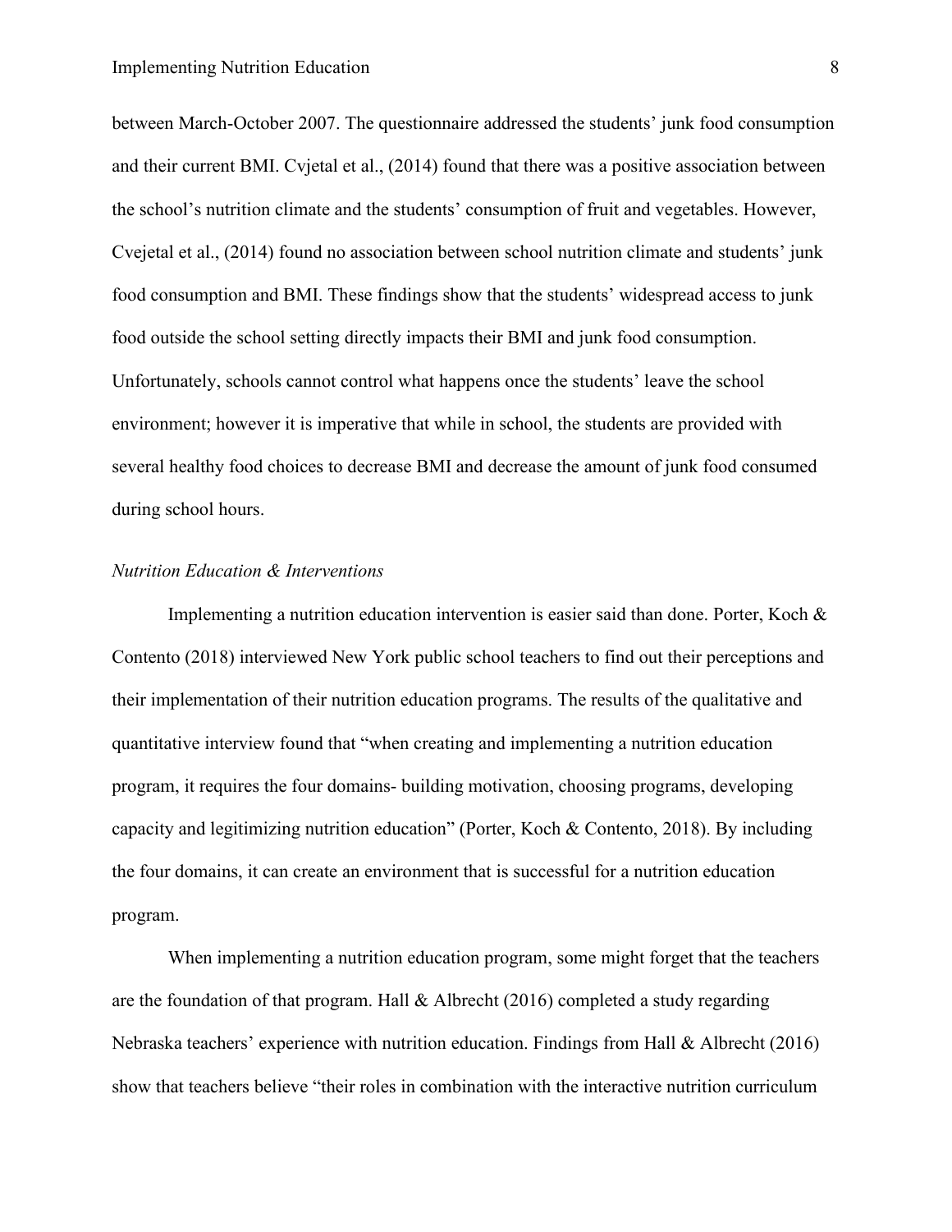between March-October 2007. The questionnaire addressed the students' junk food consumption and their current BMI. Cvjetal et al., (2014) found that there was a positive association between the school's nutrition climate and the students' consumption of fruit and vegetables. However, Cvejetal et al., (2014) found no association between school nutrition climate and students' junk food consumption and BMI. These findings show that the students' widespread access to junk food outside the school setting directly impacts their BMI and junk food consumption. Unfortunately, schools cannot control what happens once the students' leave the school environment; however it is imperative that while in school, the students are provided with several healthy food choices to decrease BMI and decrease the amount of junk food consumed during school hours.

*Nutrition Education & Interventions*

Implementing a nutrition education intervention is easier said than done. Porter, Koch & Contento (2018) interviewed New York public school teachers to find out their perceptions and their implementation of their nutrition education programs. The results of the qualitative and quantitative interview found that "when creating and implementing a nutrition education program, it requires the four domains- building motivation, choosing programs, developing capacity and legitimizing nutrition education" (Porter, Koch & Contento, 2018). By including the four domains, it can create an environment that is successful for a nutrition education program.

When implementing a nutrition education program, some might forget that the teachers are the foundation of that program. Hall & Albrecht (2016) completed a study regarding Nebraska teachers' experience with nutrition education. Findings from Hall & Albrecht (2016) show that teachers believe "their roles in combination with the interactive nutrition curriculum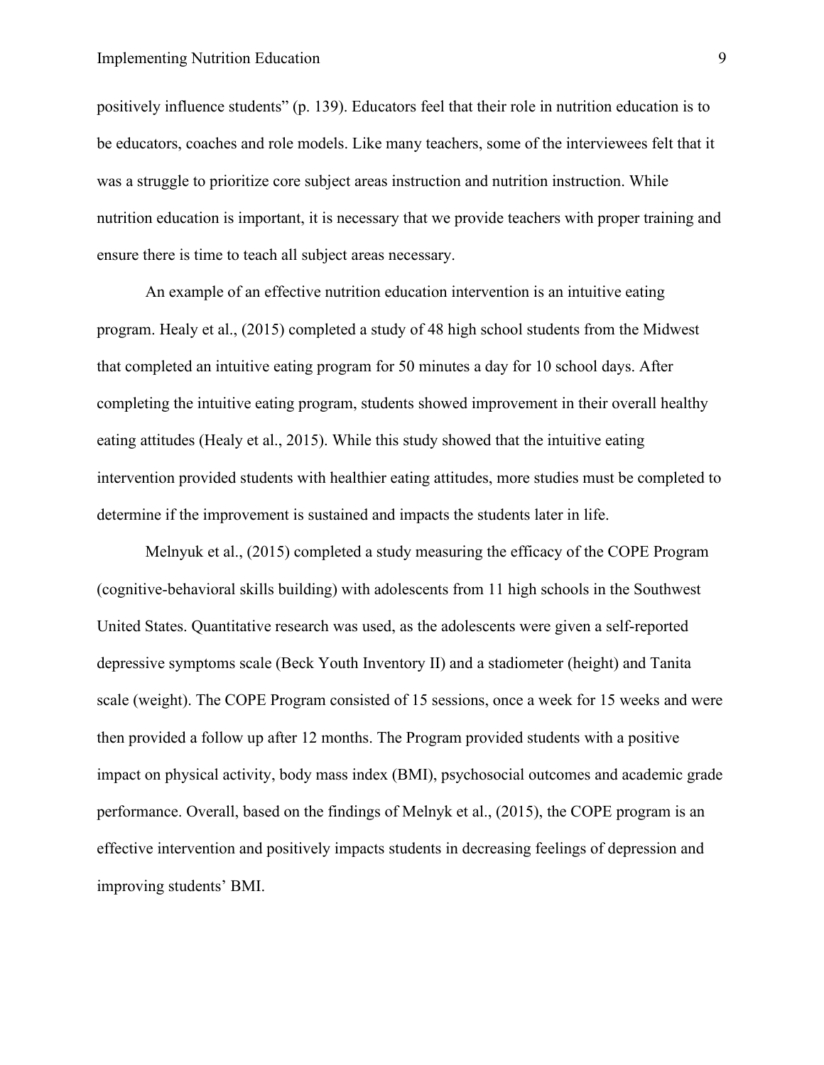positively influence students" (p. 139). Educators feel that their role in nutrition education is to be educators, coaches and role models. Like many teachers, some of the interviewees felt that it was a struggle to prioritize core subject areas instruction and nutrition instruction. While nutrition education is important, it is necessary that we provide teachers with proper training and ensure there is time to teach all subject areas necessary.

An example of an effective nutrition education intervention is an intuitive eating program. Healy et al., (2015) completed a study of 48 high school students from the Midwest that completed an intuitive eating program for 50 minutes a day for 10 school days. After completing the intuitive eating program, students showed improvement in their overall healthy eating attitudes (Healy et al., 2015). While this study showed that the intuitive eating intervention provided students with healthier eating attitudes, more studies must be completed to determine if the improvement is sustained and impacts the students later in life.

Melnyuk et al., (2015) completed a study measuring the efficacy of the COPE Program (cognitive-behavioral skills building) with adolescents from 11 high schools in the Southwest United States. Quantitative research was used, as the adolescents were given a self-reported depressive symptoms scale (Beck Youth Inventory II) and a stadiometer (height) and Tanita scale (weight). The COPE Program consisted of 15 sessions, once a week for 15 weeks and were then provided a follow up after 12 months. The Program provided students with a positive impact on physical activity, body mass index (BMI), psychosocial outcomes and academic grade performance. Overall, based on the findings of Melnyk et al., (2015), the COPE program is an effective intervention and positively impacts students in decreasing feelings of depression and improving students' BMI.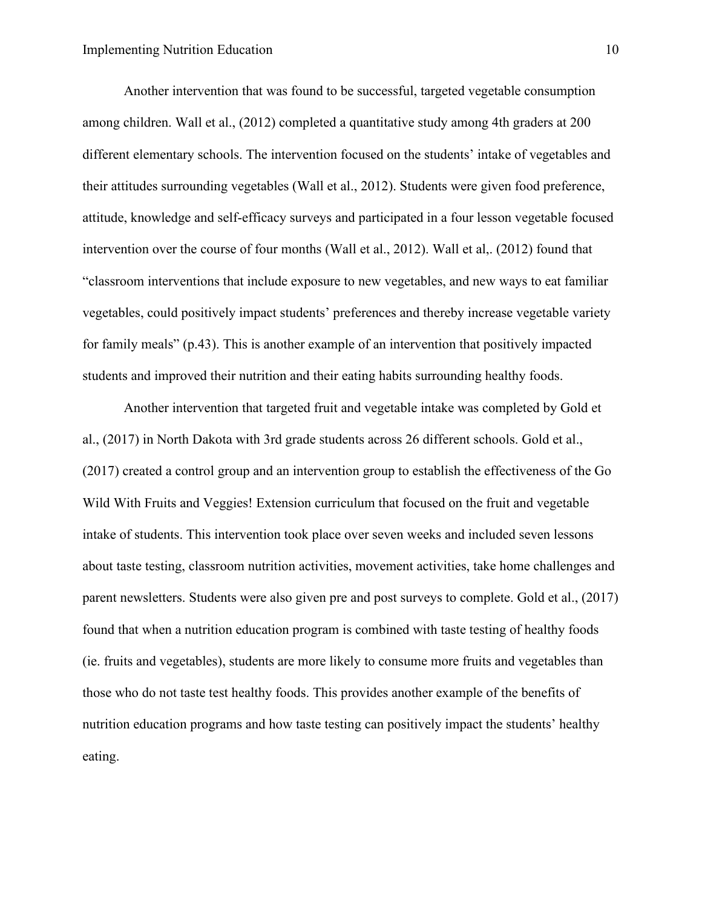Another intervention that was found to be successful, targeted vegetable consumption among children. Wall et al., (2012) completed a quantitative study among 4th graders at 200 different elementary schools. The intervention focused on the students' intake of vegetables and their attitudes surrounding vegetables (Wall et al., 2012). Students were given food preference, attitude, knowledge and self-efficacy surveys and participated in a four lesson vegetable focused intervention over the course of four months (Wall et al., 2012). Wall et al,. (2012) found that "classroom interventions that include exposure to new vegetables, and new ways to eat familiar vegetables, could positively impact students' preferences and thereby increase vegetable variety for family meals" (p.43). This is another example of an intervention that positively impacted students and improved their nutrition and their eating habits surrounding healthy foods.

Another intervention that targeted fruit and vegetable intake was completed by Gold et al., (2017) in North Dakota with 3rd grade students across 26 different schools. Gold et al., (2017) created a control group and an intervention group to establish the effectiveness of the Go Wild With Fruits and Veggies! Extension curriculum that focused on the fruit and vegetable intake of students. This intervention took place over seven weeks and included seven lessons about taste testing, classroom nutrition activities, movement activities, take home challenges and parent newsletters. Students were also given pre and post surveys to complete. Gold et al., (2017) found that when a nutrition education program is combined with taste testing of healthy foods (ie. fruits and vegetables), students are more likely to consume more fruits and vegetables than those who do not taste test healthy foods. This provides another example of the benefits of nutrition education programs and how taste testing can positively impact the students' healthy eating.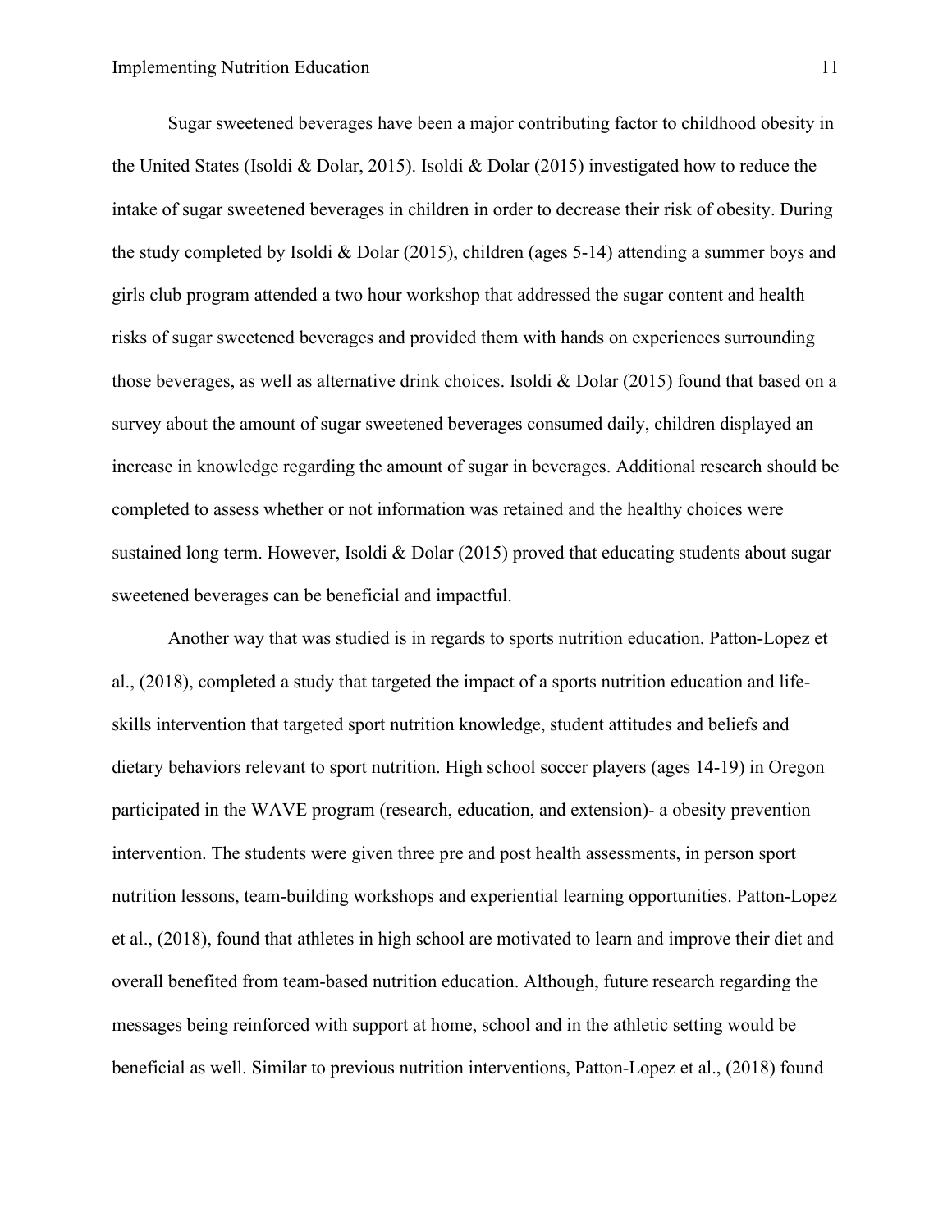Sugar sweetened beverages have been a major contributing factor to childhood obesity in the United States (Isoldi & Dolar, 2015). Isoldi & Dolar (2015) investigated how to reduce the intake of sugar sweetened beverages in children in order to decrease their risk of obesity. During the study completed by Isoldi & Dolar (2015), children (ages 5-14) attending a summer boys and girls club program attended a two hour workshop that addressed the sugar content and health risks of sugar sweetened beverages and provided them with hands on experiences surrounding those beverages, as well as alternative drink choices. Isoldi & Dolar (2015) found that based on a survey about the amount of sugar sweetened beverages consumed daily, children displayed an increase in knowledge regarding the amount of sugar in beverages. Additional research should be completed to assess whether or not information was retained and the healthy choices were sustained long term. However, Isoldi & Dolar (2015) proved that educating students about sugar sweetened beverages can be beneficial and impactful.

Another way that was studied is in regards to sports nutrition education. Patton-Lopez et al., (2018), completed a study that targeted the impact of a sports nutrition education and life-skills intervention that targeted sport nutrition knowledge, student attitudes and beliefs and dietary behaviors relevant to sport nutrition. High school soccer players (ages 14-19) in Oregon participated in the WAVE program (research, education, and extension)- a obesity prevention intervention. The students were given three pre and post health assessments, in person sport nutrition lessons, team-building workshops and experiential learning opportunities. Patton-Lopez et al., (2018), found that athletes in high school are motivated to learn and improve their diet and overall benefited from team-based nutrition education. Although, future research regarding the messages being reinforced with support at home, school and in the athletic setting would be beneficial as well. Similar to previous nutrition interventions, Patton-Lopez et al., (2018) found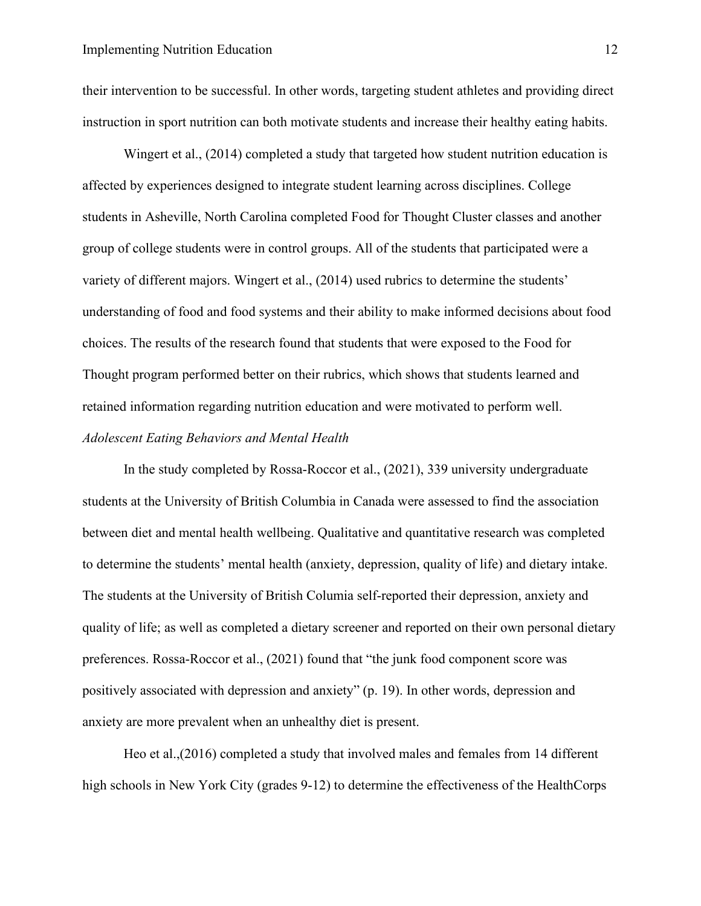their intervention to be successful. In other words, targeting student athletes and providing direct instruction in sport nutrition can both motivate students and increase their healthy eating habits.

Wingert et al., (2014) completed a study that targeted how student nutrition education is affected by experiences designed to integrate student learning across disciplines. College students in Asheville, North Carolina completed Food for Thought Cluster classes and another group of college students were in control groups. All of the students that participated were a variety of different majors. Wingert et al., (2014) used rubrics to determine the students' understanding of food and food systems and their ability to make informed decisions about food choices. The results of the research found that students that were exposed to the Food for Thought program performed better on their rubrics, which shows that students learned and retained information regarding nutrition education and were motivated to perform well.

*Adolescent Eating Behaviors and Mental Health*

In the study completed by Rossa-Roccor et al., (2021), 339 university undergraduate students at the University of British Columbia in Canada were assessed to find the association between diet and mental health wellbeing. Qualitative and quantitative research was completed to determine the students' mental health (anxiety, depression, quality of life) and dietary intake. The students at the University of British Columia self-reported their depression, anxiety and quality of life; as well as completed a dietary screener and reported on their own personal dietary preferences. Rossa-Roccor et al., (2021) found that "the junk food component score was positively associated with depression and anxiety" (p. 19). In other words, depression and anxiety are more prevalent when an unhealthy diet is present.

Heo et al.,(2016) completed a study that involved males and females from 14 different high schools in New York City (grades 9-12) to determine the effectiveness of the HealthCorps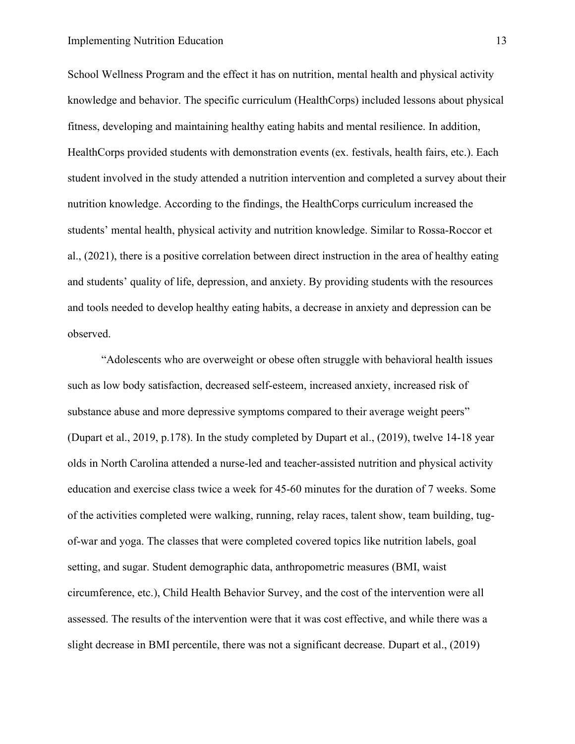School Wellness Program and the effect it has on nutrition, mental health and physical activity knowledge and behavior. The specific curriculum (HealthCorps) included lessons about physical fitness, developing and maintaining healthy eating habits and mental resilience. In addition, HealthCorps provided students with demonstration events (ex. festivals, health fairs, etc.). Each student involved in the study attended a nutrition intervention and completed a survey about their nutrition knowledge. According to the findings, the HealthCorps curriculum increased the students' mental health, physical activity and nutrition knowledge. Similar to Rossa-Roccor et al., (2021), there is a positive correlation between direct instruction in the area of healthy eating and students' quality of life, depression, and anxiety. By providing students with the resources and tools needed to develop healthy eating habits, a decrease in anxiety and depression can be observed.

"Adolescents who are overweight or obese often struggle with behavioral health issues such as low body satisfaction, decreased self-esteem, increased anxiety, increased risk of substance abuse and more depressive symptoms compared to their average weight peers" (Dupart et al., 2019, p.178). In the study completed by Dupart et al., (2019), twelve 14-18 year olds in North Carolina attended a nurse-led and teacher-assisted nutrition and physical activity education and exercise class twice a week for 45-60 minutes for the duration of 7 weeks. Some of the activities completed were walking, running, relay races, talent show, team building, tug-of-war and yoga. The classes that were completed covered topics like nutrition labels, goal setting, and sugar. Student demographic data, anthropometric measures (BMI, waist circumference, etc.), Child Health Behavior Survey, and the cost of the intervention were all assessed. The results of the intervention were that it was cost effective, and while there was a slight decrease in BMI percentile, there was not a significant decrease. Dupart et al., (2019)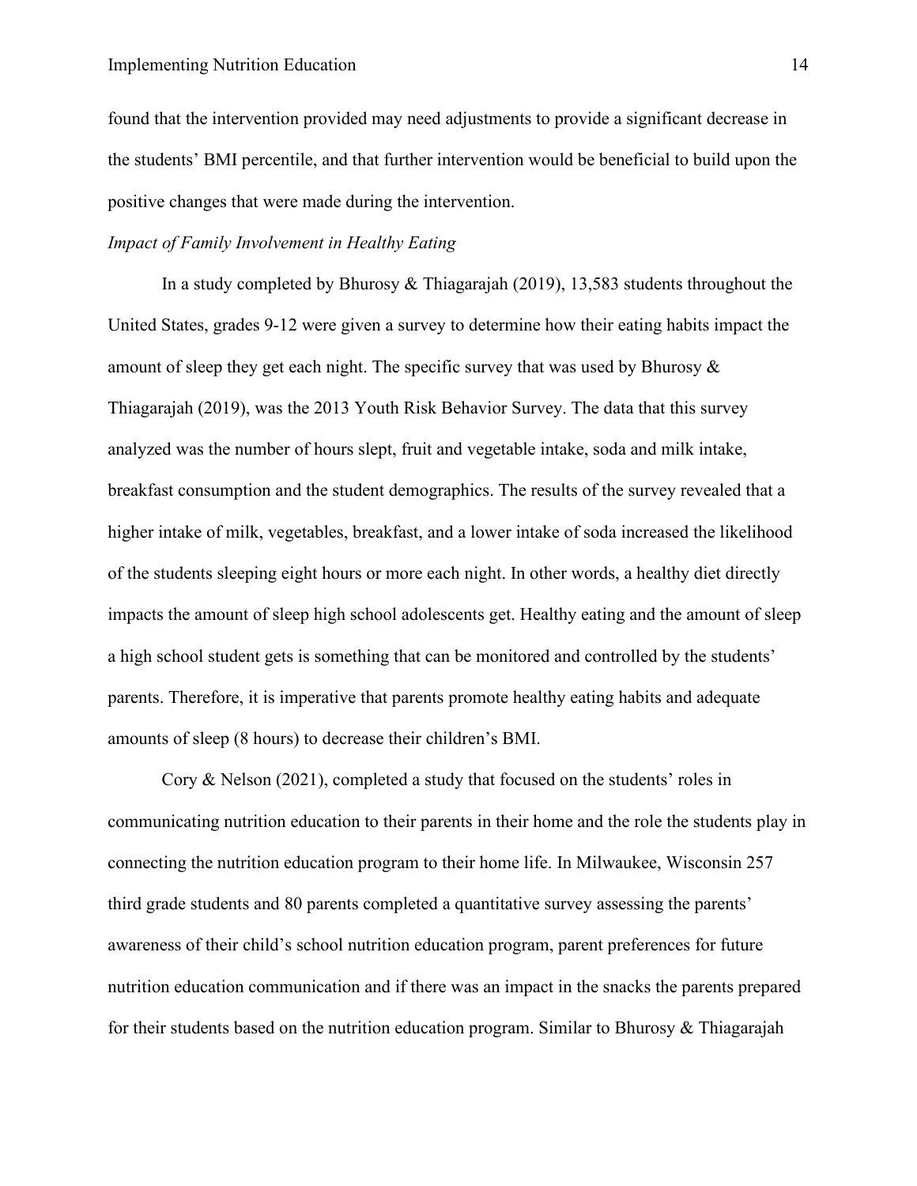found that the intervention provided may need adjustments to provide a significant decrease in the students' BMI percentile, and that further intervention would be beneficial to build upon the positive changes that were made during the intervention.

*Impact of Family Involvement in Healthy Eating*

In a study completed by Bhurosy & Thiagarajah (2019), 13,583 students throughout the United States, grades 9-12 were given a survey to determine how their eating habits impact the amount of sleep they get each night. The specific survey that was used by Bhurosy & Thiagarajah (2019), was the 2013 Youth Risk Behavior Survey. The data that this survey analyzed was the number of hours slept, fruit and vegetable intake, soda and milk intake, breakfast consumption and the student demographics. The results of the survey revealed that a higher intake of milk, vegetables, breakfast, and a lower intake of soda increased the likelihood of the students sleeping eight hours or more each night. In other words, a healthy diet directly impacts the amount of sleep high school adolescents get. Healthy eating and the amount of sleep a high school student gets is something that can be monitored and controlled by the students' parents. Therefore, it is imperative that parents promote healthy eating habits and adequate amounts of sleep (8 hours) to decrease their children's BMI.

Cory & Nelson (2021), completed a study that focused on the students' roles in communicating nutrition education to their parents in their home and the role the students play in connecting the nutrition education program to their home life. In Milwaukee, Wisconsin 257 third grade students and 80 parents completed a quantitative survey assessing the parents' awareness of their child's school nutrition education program, parent preferences for future nutrition education communication and if there was an impact in the snacks the parents prepared for their students based on the nutrition education program. Similar to Bhurosy & Thiagarajah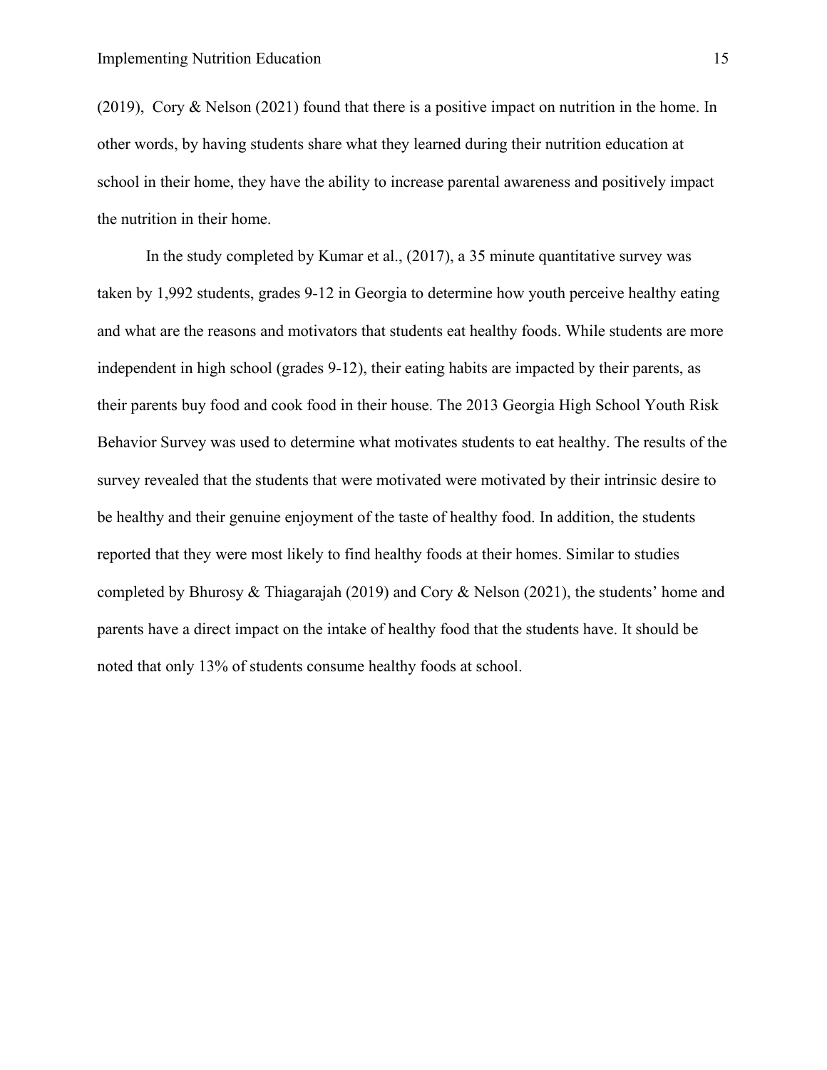(2019),  Cory & Nelson (2021) found that there is a positive impact on nutrition in the home. In other words, by having students share what they learned during their nutrition education at school in their home, they have the ability to increase parental awareness and positively impact the nutrition in their home.

In the study completed by Kumar et al., (2017), a 35 minute quantitative survey was taken by 1,992 students, grades 9-12 in Georgia to determine how youth perceive healthy eating and what are the reasons and motivators that students eat healthy foods. While students are more independent in high school (grades 9-12), their eating habits are impacted by their parents, as their parents buy food and cook food in their house. The 2013 Georgia High School Youth Risk Behavior Survey was used to determine what motivates students to eat healthy. The results of the survey revealed that the students that were motivated were motivated by their intrinsic desire to be healthy and their genuine enjoyment of the taste of healthy food. In addition, the students reported that they were most likely to find healthy foods at their homes. Similar to studies completed by Bhurosy & Thiagarajah (2019) and Cory & Nelson (2021), the students' home and parents have a direct impact on the intake of healthy food that the students have. It should be noted that only 13% of students consume healthy foods at school.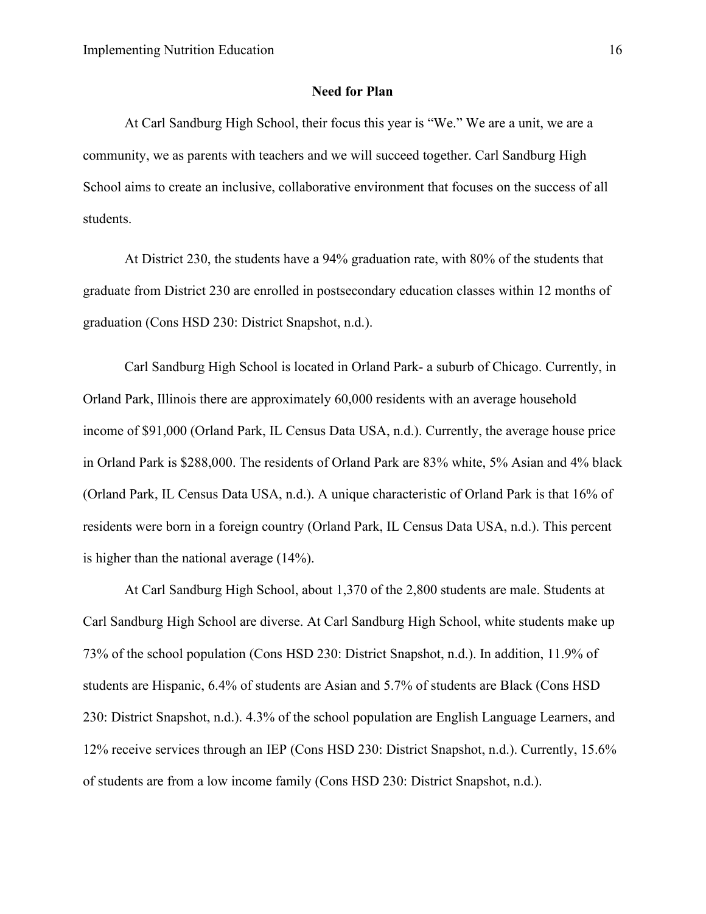## Need for Plan

At Carl Sandburg High School, their focus this year is "We." We are a unit, we are a community, we as parents with teachers and we will succeed together. Carl Sandburg High School aims to create an inclusive, collaborative environment that focuses on the success of all students.

At District 230, the students have a 94% graduation rate, with 80% of the students that graduate from District 230 are enrolled in postsecondary education classes within 12 months of graduation (Cons HSD 230: District Snapshot, n.d.).

Carl Sandburg High School is located in Orland Park- a suburb of Chicago. Currently, in Orland Park, Illinois there are approximately 60,000 residents with an average household income of $91,000 (Orland Park, IL Census Data USA, n.d.). Currently, the average house price in Orland Park is $288,000. The residents of Orland Park are 83% white, 5% Asian and 4% black (Orland Park, IL Census Data USA, n.d.). A unique characteristic of Orland Park is that 16% of residents were born in a foreign country (Orland Park, IL Census Data USA, n.d.). This percent is higher than the national average (14%).

At Carl Sandburg High School, about 1,370 of the 2,800 students are male. Students at Carl Sandburg High School are diverse. At Carl Sandburg High School, white students make up 73% of the school population (Cons HSD 230: District Snapshot, n.d.). In addition, 11.9% of students are Hispanic, 6.4% of students are Asian and 5.7% of students are Black (Cons HSD 230: District Snapshot, n.d.). 4.3% of the school population are English Language Learners, and 12% receive services through an IEP (Cons HSD 230: District Snapshot, n.d.). Currently, 15.6% of students are from a low income family (Cons HSD 230: District Snapshot, n.d.).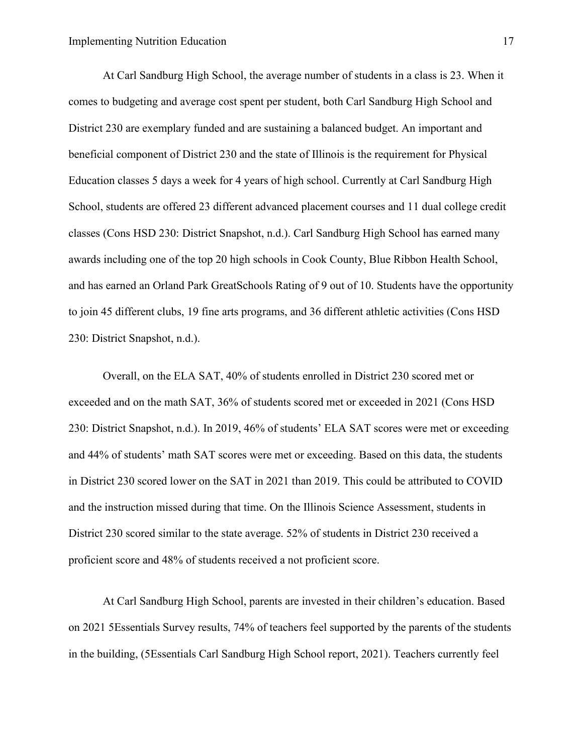At Carl Sandburg High School, the average number of students in a class is 23. When it comes to budgeting and average cost spent per student, both Carl Sandburg High School and District 230 are exemplary funded and are sustaining a balanced budget. An important and beneficial component of District 230 and the state of Illinois is the requirement for Physical Education classes 5 days a week for 4 years of high school. Currently at Carl Sandburg High School, students are offered 23 different advanced placement courses and 11 dual college credit classes (Cons HSD 230: District Snapshot, n.d.). Carl Sandburg High School has earned many awards including one of the top 20 high schools in Cook County, Blue Ribbon Health School, and has earned an Orland Park GreatSchools Rating of 9 out of 10. Students have the opportunity to join 45 different clubs, 19 fine arts programs, and 36 different athletic activities (Cons HSD 230: District Snapshot, n.d.).

Overall, on the ELA SAT, 40% of students enrolled in District 230 scored met or exceeded and on the math SAT, 36% of students scored met or exceeded in 2021 (Cons HSD 230: District Snapshot, n.d.). In 2019, 46% of students' ELA SAT scores were met or exceeding and 44% of students' math SAT scores were met or exceeding. Based on this data, the students in District 230 scored lower on the SAT in 2021 than 2019. This could be attributed to COVID and the instruction missed during that time. On the Illinois Science Assessment, students in District 230 scored similar to the state average. 52% of students in District 230 received a proficient score and 48% of students received a not proficient score.

At Carl Sandburg High School, parents are invested in their children's education. Based on 2021 5Essentials Survey results, 74% of teachers feel supported by the parents of the students in the building, (5Essentials Carl Sandburg High School report, 2021). Teachers currently feel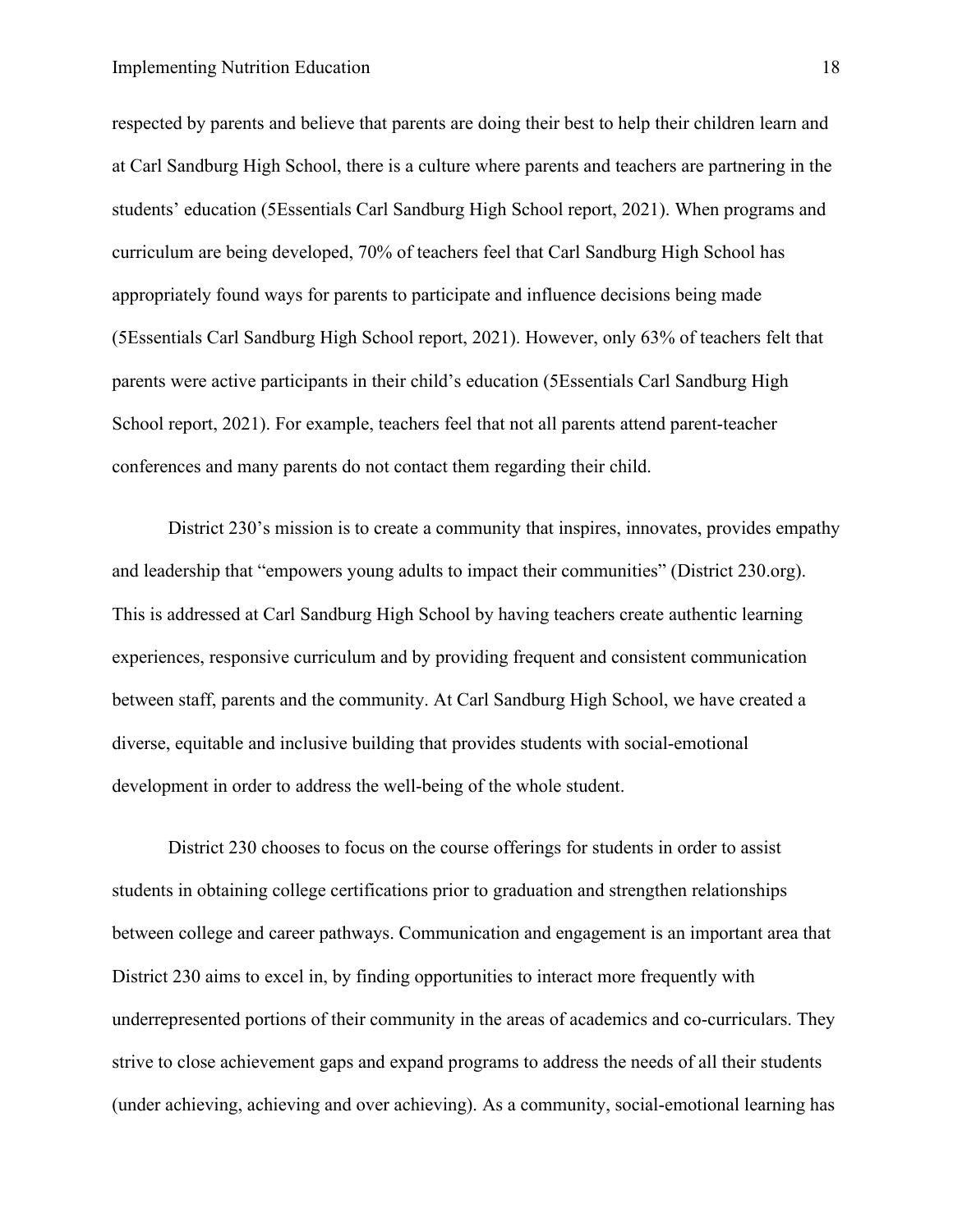respected by parents and believe that parents are doing their best to help their children learn and at Carl Sandburg High School, there is a culture where parents and teachers are partnering in the students' education (5Essentials Carl Sandburg High School report, 2021). When programs and curriculum are being developed, 70% of teachers feel that Carl Sandburg High School has appropriately found ways for parents to participate and influence decisions being made (5Essentials Carl Sandburg High School report, 2021). However, only 63% of teachers felt that parents were active participants in their child's education (5Essentials Carl Sandburg High School report, 2021). For example, teachers feel that not all parents attend parent-teacher conferences and many parents do not contact them regarding their child.

District 230's mission is to create a community that inspires, innovates, provides empathy and leadership that "empowers young adults to impact their communities" (District 230.org). This is addressed at Carl Sandburg High School by having teachers create authentic learning experiences, responsive curriculum and by providing frequent and consistent communication between staff, parents and the community. At Carl Sandburg High School, we have created a diverse, equitable and inclusive building that provides students with social-emotional development in order to address the well-being of the whole student.

District 230 chooses to focus on the course offerings for students in order to assist students in obtaining college certifications prior to graduation and strengthen relationships between college and career pathways. Communication and engagement is an important area that District 230 aims to excel in, by finding opportunities to interact more frequently with underrepresented portions of their community in the areas of academics and co-curriculars. They strive to close achievement gaps and expand programs to address the needs of all their students (under achieving, achieving and over achieving). As a community, social-emotional learning has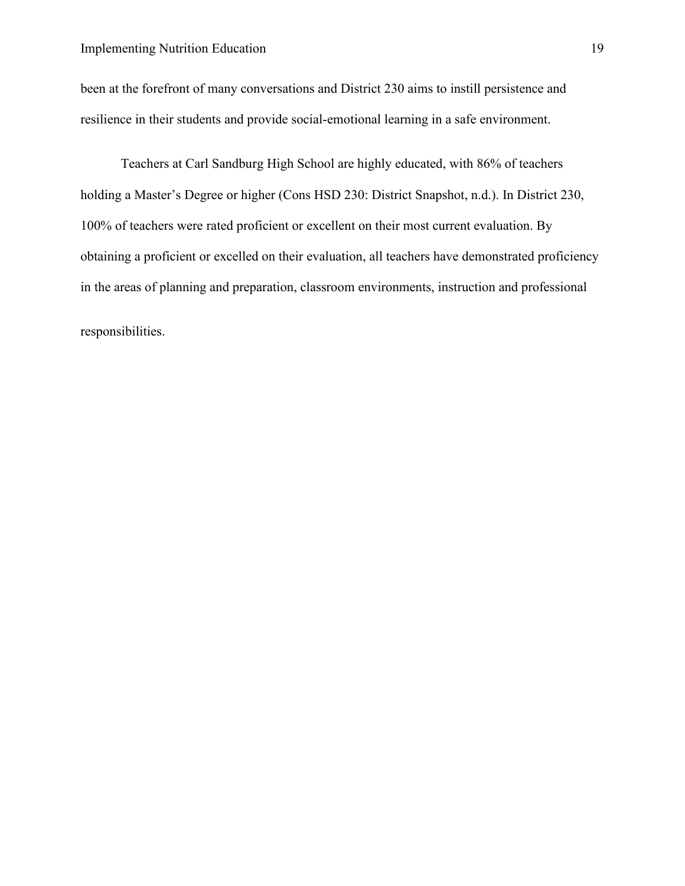been at the forefront of many conversations and District 230 aims to instill persistence and resilience in their students and provide social-emotional learning in a safe environment.

Teachers at Carl Sandburg High School are highly educated, with 86% of teachers holding a Master's Degree or higher (Cons HSD 230: District Snapshot, n.d.). In District 230, 100% of teachers were rated proficient or excellent on their most current evaluation. By obtaining a proficient or excelled on their evaluation, all teachers have demonstrated proficiency in the areas of planning and preparation, classroom environments, instruction and professional responsibilities.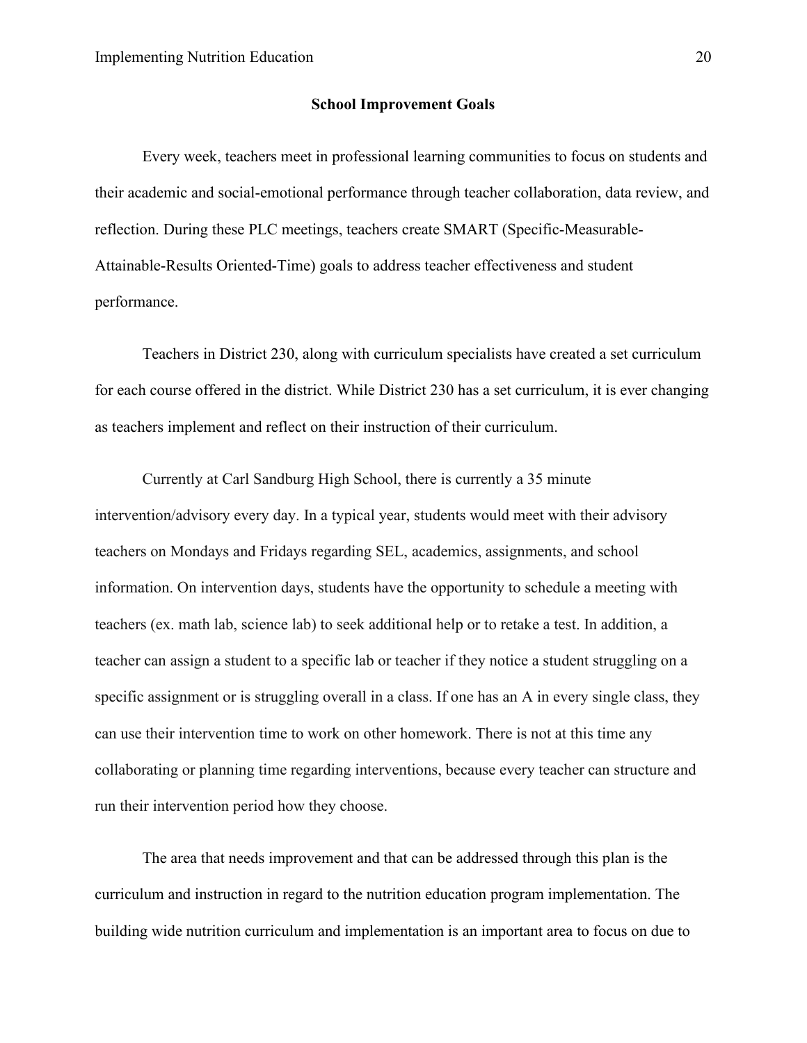## School Improvement Goals

Every week, teachers meet in professional learning communities to focus on students and their academic and social-emotional performance through teacher collaboration, data review, and reflection. During these PLC meetings, teachers create SMART (Specific-Measurable-Attainable-Results Oriented-Time) goals to address teacher effectiveness and student performance.

Teachers in District 230, along with curriculum specialists have created a set curriculum for each course offered in the district. While District 230 has a set curriculum, it is ever changing as teachers implement and reflect on their instruction of their curriculum.

Currently at Carl Sandburg High School, there is currently a 35 minute intervention/advisory every day. In a typical year, students would meet with their advisory teachers on Mondays and Fridays regarding SEL, academics, assignments, and school information. On intervention days, students have the opportunity to schedule a meeting with teachers (ex. math lab, science lab) to seek additional help or to retake a test. In addition, a teacher can assign a student to a specific lab or teacher if they notice a student struggling on a specific assignment or is struggling overall in a class. If one has an A in every single class, they can use their intervention time to work on other homework. There is not at this time any collaborating or planning time regarding interventions, because every teacher can structure and run their intervention period how they choose.

The area that needs improvement and that can be addressed through this plan is the curriculum and instruction in regard to the nutrition education program implementation. The building wide nutrition curriculum and implementation is an important area to focus on due to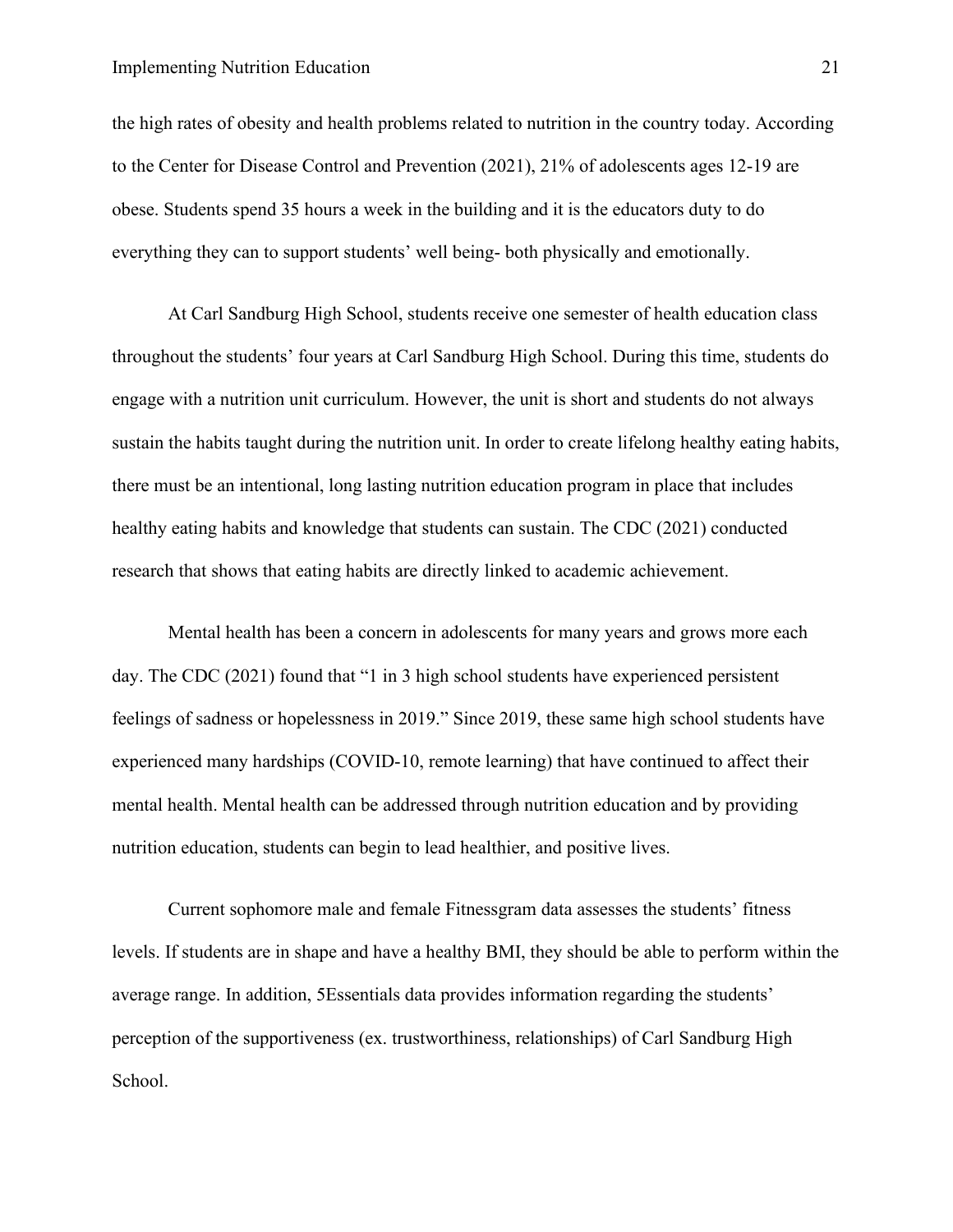the high rates of obesity and health problems related to nutrition in the country today. According to the Center for Disease Control and Prevention (2021), 21% of adolescents ages 12-19 are obese. Students spend 35 hours a week in the building and it is the educators duty to do everything they can to support students' well being- both physically and emotionally.

At Carl Sandburg High School, students receive one semester of health education class throughout the students' four years at Carl Sandburg High School. During this time, students do engage with a nutrition unit curriculum. However, the unit is short and students do not always sustain the habits taught during the nutrition unit. In order to create lifelong healthy eating habits, there must be an intentional, long lasting nutrition education program in place that includes healthy eating habits and knowledge that students can sustain. The CDC (2021) conducted research that shows that eating habits are directly linked to academic achievement.

Mental health has been a concern in adolescents for many years and grows more each day. The CDC (2021) found that "1 in 3 high school students have experienced persistent feelings of sadness or hopelessness in 2019." Since 2019, these same high school students have experienced many hardships (COVID-10, remote learning) that have continued to affect their mental health. Mental health can be addressed through nutrition education and by providing nutrition education, students can begin to lead healthier, and positive lives.

Current sophomore male and female Fitnessgram data assesses the students' fitness levels. If students are in shape and have a healthy BMI, they should be able to perform within the average range. In addition, 5Essentials data provides information regarding the students' perception of the supportiveness (ex. trustworthiness, relationships) of Carl Sandburg High School.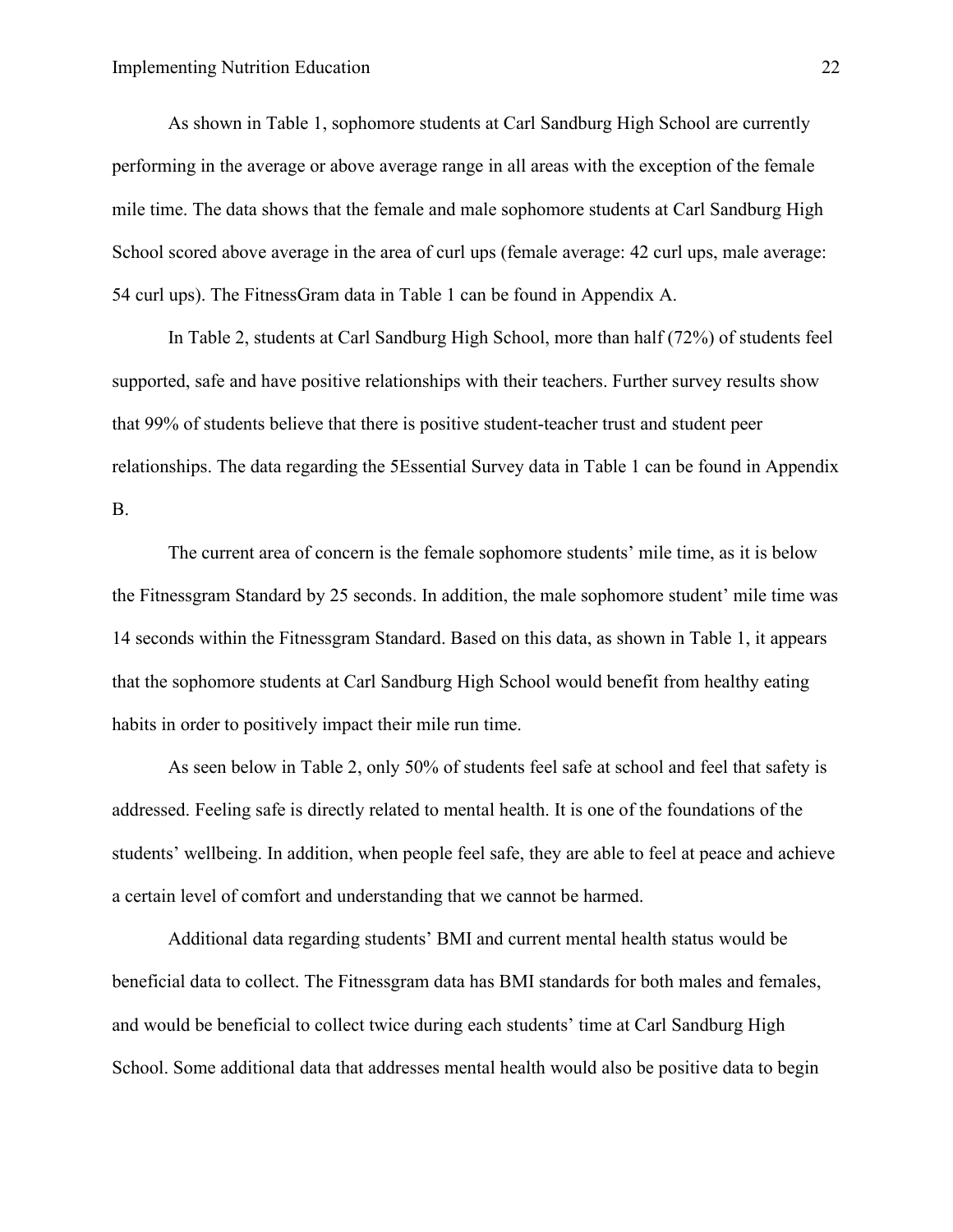As shown in Table 1, sophomore students at Carl Sandburg High School are currently performing in the average or above average range in all areas with the exception of the female mile time. The data shows that the female and male sophomore students at Carl Sandburg High School scored above average in the area of curl ups (female average: 42 curl ups, male average: 54 curl ups). The FitnessGram data in Table 1 can be found in Appendix A.

In Table 2, students at Carl Sandburg High School, more than half (72%) of students feel supported, safe and have positive relationships with their teachers. Further survey results show that 99% of students believe that there is positive student-teacher trust and student peer relationships. The data regarding the 5Essential Survey data in Table 1 can be found in Appendix B.

The current area of concern is the female sophomore students' mile time, as it is below the Fitnessgram Standard by 25 seconds. In addition, the male sophomore student' mile time was 14 seconds within the Fitnessgram Standard. Based on this data, as shown in Table 1, it appears that the sophomore students at Carl Sandburg High School would benefit from healthy eating habits in order to positively impact their mile run time.

As seen below in Table 2, only 50% of students feel safe at school and feel that safety is addressed. Feeling safe is directly related to mental health. It is one of the foundations of the students' wellbeing. In addition, when people feel safe, they are able to feel at peace and achieve a certain level of comfort and understanding that we cannot be harmed.

Additional data regarding students' BMI and current mental health status would be beneficial data to collect. The Fitnessgram data has BMI standards for both males and females, and would be beneficial to collect twice during each students' time at Carl Sandburg High School. Some additional data that addresses mental health would also be positive data to begin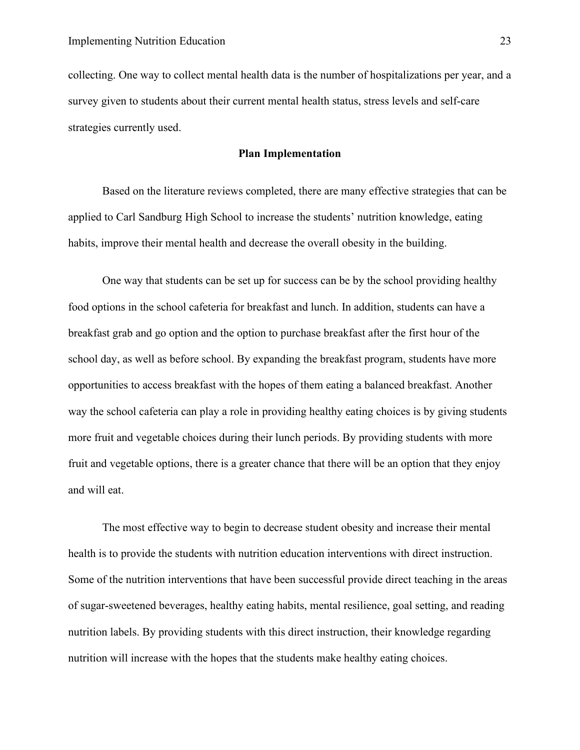collecting. One way to collect mental health data is the number of hospitalizations per year, and a survey given to students about their current mental health status, stress levels and self-care strategies currently used.

## Plan Implementation

Based on the literature reviews completed, there are many effective strategies that can be applied to Carl Sandburg High School to increase the students' nutrition knowledge, eating habits, improve their mental health and decrease the overall obesity in the building.

One way that students can be set up for success can be by the school providing healthy food options in the school cafeteria for breakfast and lunch. In addition, students can have a breakfast grab and go option and the option to purchase breakfast after the first hour of the school day, as well as before school. By expanding the breakfast program, students have more opportunities to access breakfast with the hopes of them eating a balanced breakfast. Another way the school cafeteria can play a role in providing healthy eating choices is by giving students more fruit and vegetable choices during their lunch periods. By providing students with more fruit and vegetable options, there is a greater chance that there will be an option that they enjoy and will eat.

The most effective way to begin to decrease student obesity and increase their mental health is to provide the students with nutrition education interventions with direct instruction. Some of the nutrition interventions that have been successful provide direct teaching in the areas of sugar-sweetened beverages, healthy eating habits, mental resilience, goal setting, and reading nutrition labels. By providing students with this direct instruction, their knowledge regarding nutrition will increase with the hopes that the students make healthy eating choices.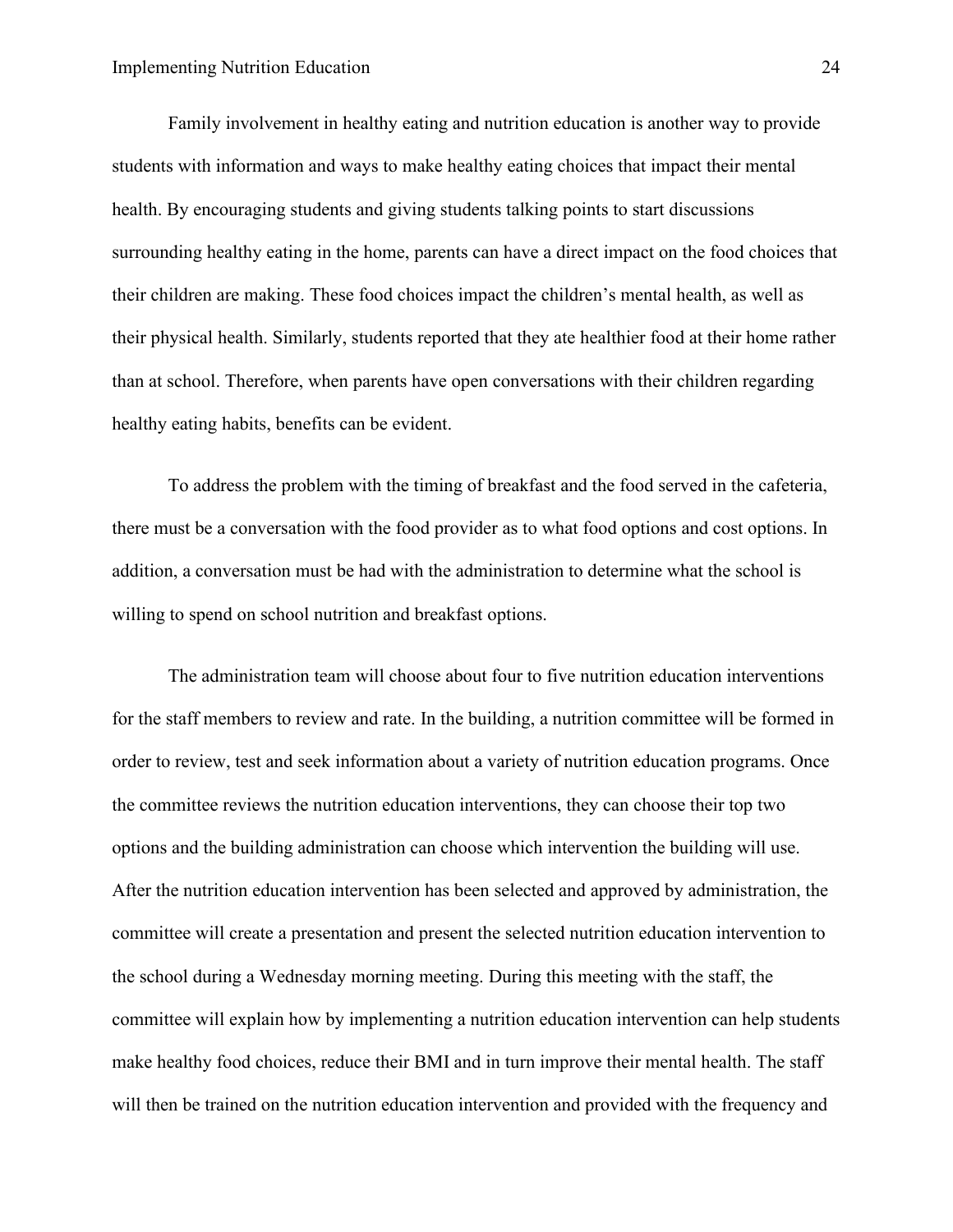Family involvement in healthy eating and nutrition education is another way to provide students with information and ways to make healthy eating choices that impact their mental health. By encouraging students and giving students talking points to start discussions surrounding healthy eating in the home, parents can have a direct impact on the food choices that their children are making. These food choices impact the children's mental health, as well as their physical health. Similarly, students reported that they ate healthier food at their home rather than at school. Therefore, when parents have open conversations with their children regarding healthy eating habits, benefits can be evident.

To address the problem with the timing of breakfast and the food served in the cafeteria, there must be a conversation with the food provider as to what food options and cost options. In addition, a conversation must be had with the administration to determine what the school is willing to spend on school nutrition and breakfast options.

The administration team will choose about four to five nutrition education interventions for the staff members to review and rate. In the building, a nutrition committee will be formed in order to review, test and seek information about a variety of nutrition education programs. Once the committee reviews the nutrition education interventions, they can choose their top two options and the building administration can choose which intervention the building will use. After the nutrition education intervention has been selected and approved by administration, the committee will create a presentation and present the selected nutrition education intervention to the school during a Wednesday morning meeting. During this meeting with the staff, the committee will explain how by implementing a nutrition education intervention can help students make healthy food choices, reduce their BMI and in turn improve their mental health. The staff will then be trained on the nutrition education intervention and provided with the frequency and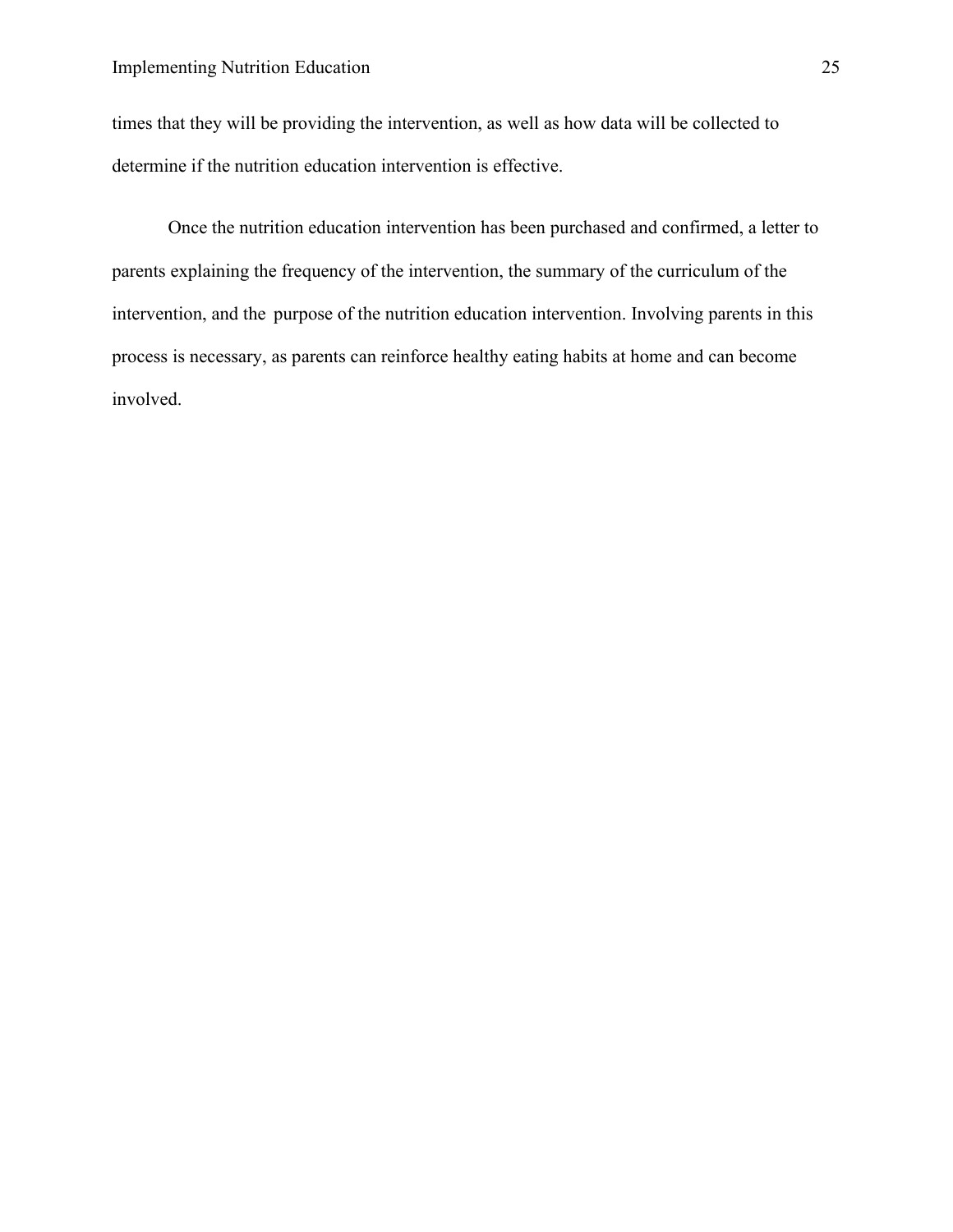times that they will be providing the intervention, as well as how data will be collected to determine if the nutrition education intervention is effective.

Once the nutrition education intervention has been purchased and confirmed, a letter to parents explaining the frequency of the intervention, the summary of the curriculum of the intervention, and the purpose of the nutrition education intervention. Involving parents in this process is necessary, as parents can reinforce healthy eating habits at home and can become involved.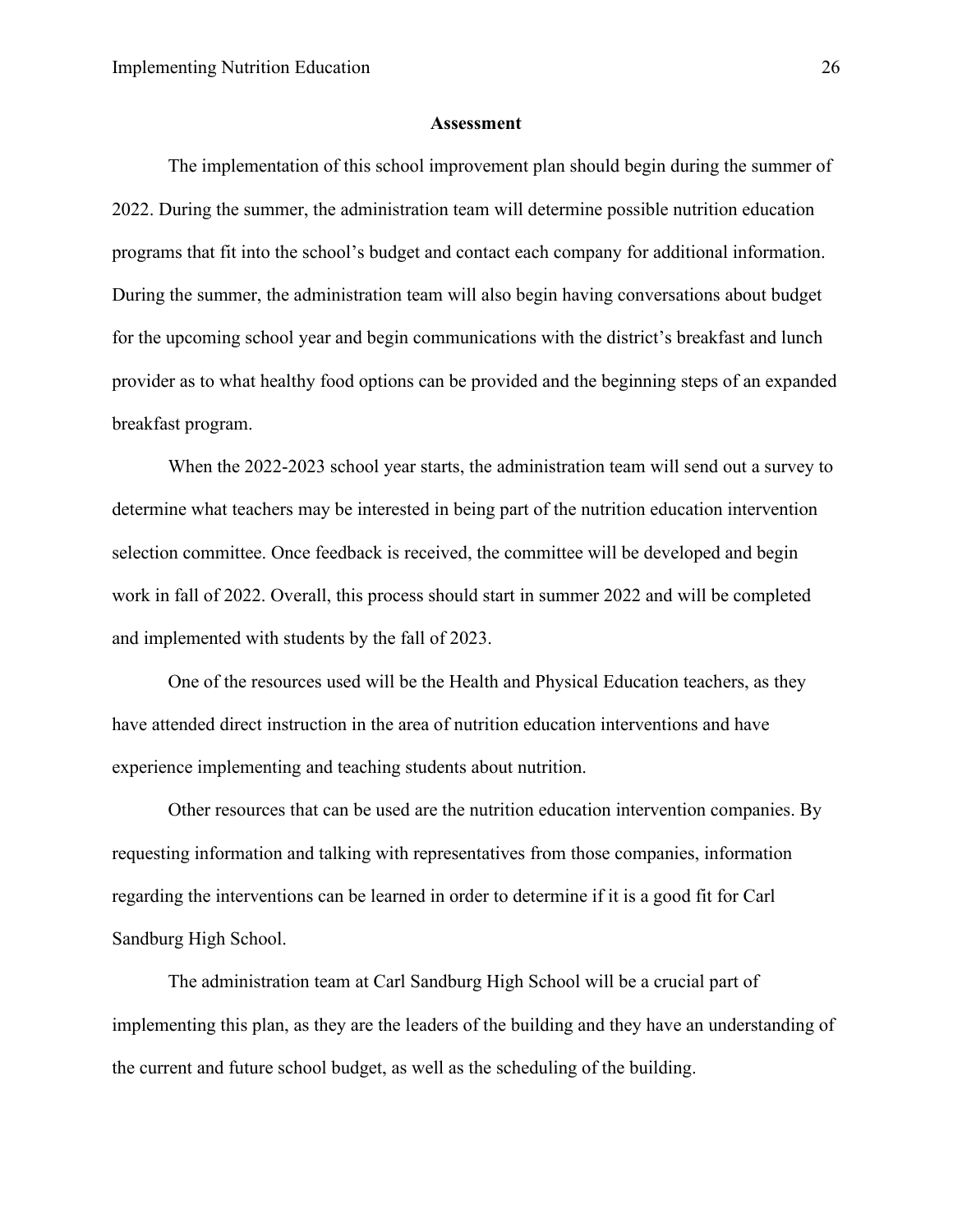## Assessment

The implementation of this school improvement plan should begin during the summer of 2022. During the summer, the administration team will determine possible nutrition education programs that fit into the school's budget and contact each company for additional information. During the summer, the administration team will also begin having conversations about budget for the upcoming school year and begin communications with the district's breakfast and lunch provider as to what healthy food options can be provided and the beginning steps of an expanded breakfast program.

When the 2022-2023 school year starts, the administration team will send out a survey to determine what teachers may be interested in being part of the nutrition education intervention selection committee. Once feedback is received, the committee will be developed and begin work in fall of 2022. Overall, this process should start in summer 2022 and will be completed and implemented with students by the fall of 2023.

One of the resources used will be the Health and Physical Education teachers, as they have attended direct instruction in the area of nutrition education interventions and have experience implementing and teaching students about nutrition.

Other resources that can be used are the nutrition education intervention companies. By requesting information and talking with representatives from those companies, information regarding the interventions can be learned in order to determine if it is a good fit for Carl Sandburg High School.

The administration team at Carl Sandburg High School will be a crucial part of implementing this plan, as they are the leaders of the building and they have an understanding of the current and future school budget, as well as the scheduling of the building.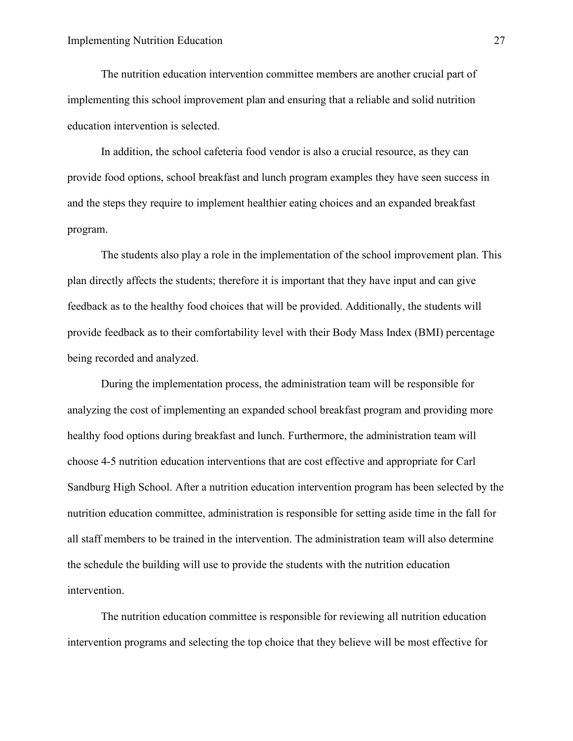The nutrition education intervention committee members are another crucial part of implementing this school improvement plan and ensuring that a reliable and solid nutrition education intervention is selected.

In addition, the school cafeteria food vendor is also a crucial resource, as they can provide food options, school breakfast and lunch program examples they have seen success in and the steps they require to implement healthier eating choices and an expanded breakfast program.

The students also play a role in the implementation of the school improvement plan. This plan directly affects the students; therefore it is important that they have input and can give feedback as to the healthy food choices that will be provided. Additionally, the students will provide feedback as to their comfortability level with their Body Mass Index (BMI) percentage being recorded and analyzed.

During the implementation process, the administration team will be responsible for analyzing the cost of implementing an expanded school breakfast program and providing more healthy food options during breakfast and lunch. Furthermore, the administration team will choose 4-5 nutrition education interventions that are cost effective and appropriate for Carl Sandburg High School. After a nutrition education intervention program has been selected by the nutrition education committee, administration is responsible for setting aside time in the fall for all staff members to be trained in the intervention. The administration team will also determine the schedule the building will use to provide the students with the nutrition education intervention.

The nutrition education committee is responsible for reviewing all nutrition education intervention programs and selecting the top choice that they believe will be most effective for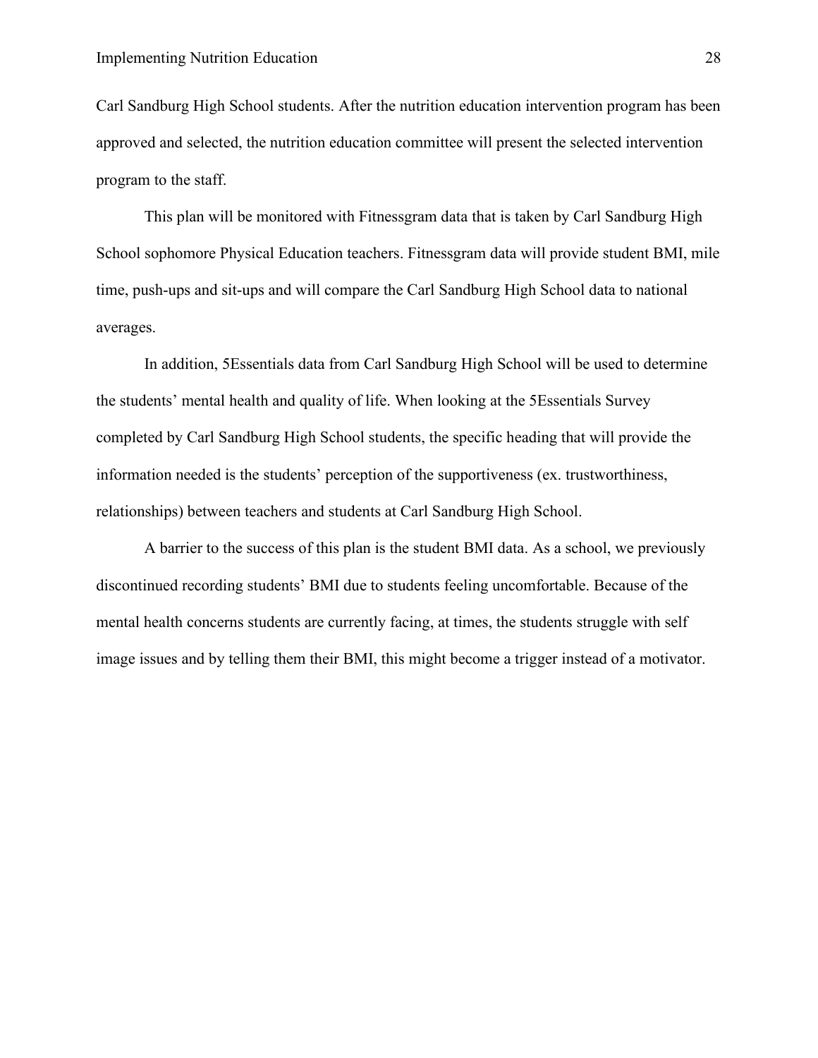Carl Sandburg High School students. After the nutrition education intervention program has been approved and selected, the nutrition education committee will present the selected intervention program to the staff.

This plan will be monitored with Fitnessgram data that is taken by Carl Sandburg High School sophomore Physical Education teachers. Fitnessgram data will provide student BMI, mile time, push-ups and sit-ups and will compare the Carl Sandburg High School data to national averages.

In addition, 5Essentials data from Carl Sandburg High School will be used to determine the students' mental health and quality of life. When looking at the 5Essentials Survey completed by Carl Sandburg High School students, the specific heading that will provide the information needed is the students' perception of the supportiveness (ex. trustworthiness, relationships) between teachers and students at Carl Sandburg High School.

A barrier to the success of this plan is the student BMI data. As a school, we previously discontinued recording students' BMI due to students feeling uncomfortable. Because of the mental health concerns students are currently facing, at times, the students struggle with self image issues and by telling them their BMI, this might become a trigger instead of a motivator.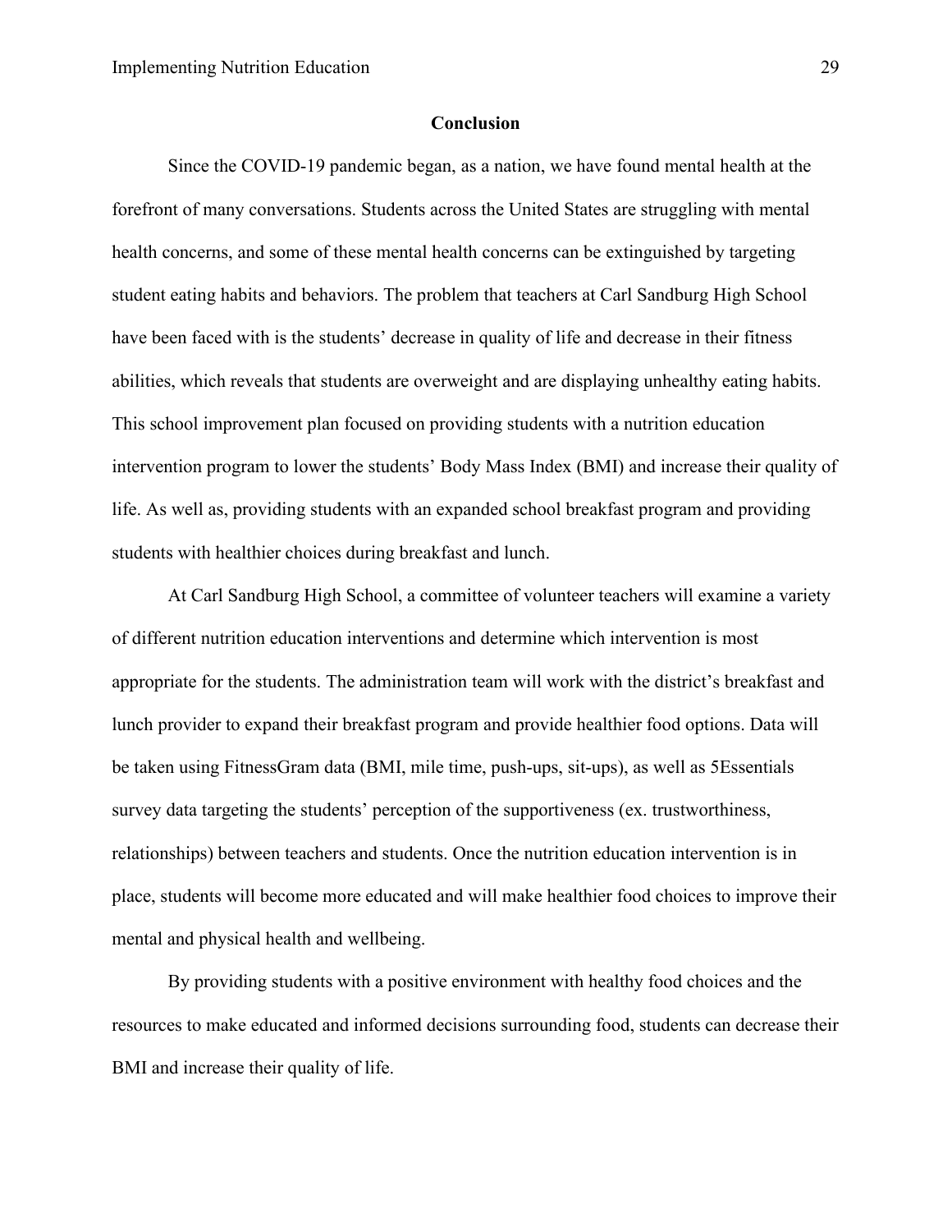## Conclusion

Since the COVID-19 pandemic began, as a nation, we have found mental health at the forefront of many conversations. Students across the United States are struggling with mental health concerns, and some of these mental health concerns can be extinguished by targeting student eating habits and behaviors. The problem that teachers at Carl Sandburg High School have been faced with is the students' decrease in quality of life and decrease in their fitness abilities, which reveals that students are overweight and are displaying unhealthy eating habits. This school improvement plan focused on providing students with a nutrition education intervention program to lower the students' Body Mass Index (BMI) and increase their quality of life. As well as, providing students with an expanded school breakfast program and providing students with healthier choices during breakfast and lunch.

At Carl Sandburg High School, a committee of volunteer teachers will examine a variety of different nutrition education interventions and determine which intervention is most appropriate for the students. The administration team will work with the district's breakfast and lunch provider to expand their breakfast program and provide healthier food options. Data will be taken using FitnessGram data (BMI, mile time, push-ups, sit-ups), as well as 5Essentials survey data targeting the students' perception of the supportiveness (ex. trustworthiness, relationships) between teachers and students. Once the nutrition education intervention is in place, students will become more educated and will make healthier food choices to improve their mental and physical health and wellbeing.

By providing students with a positive environment with healthy food choices and the resources to make educated and informed decisions surrounding food, students can decrease their BMI and increase their quality of life.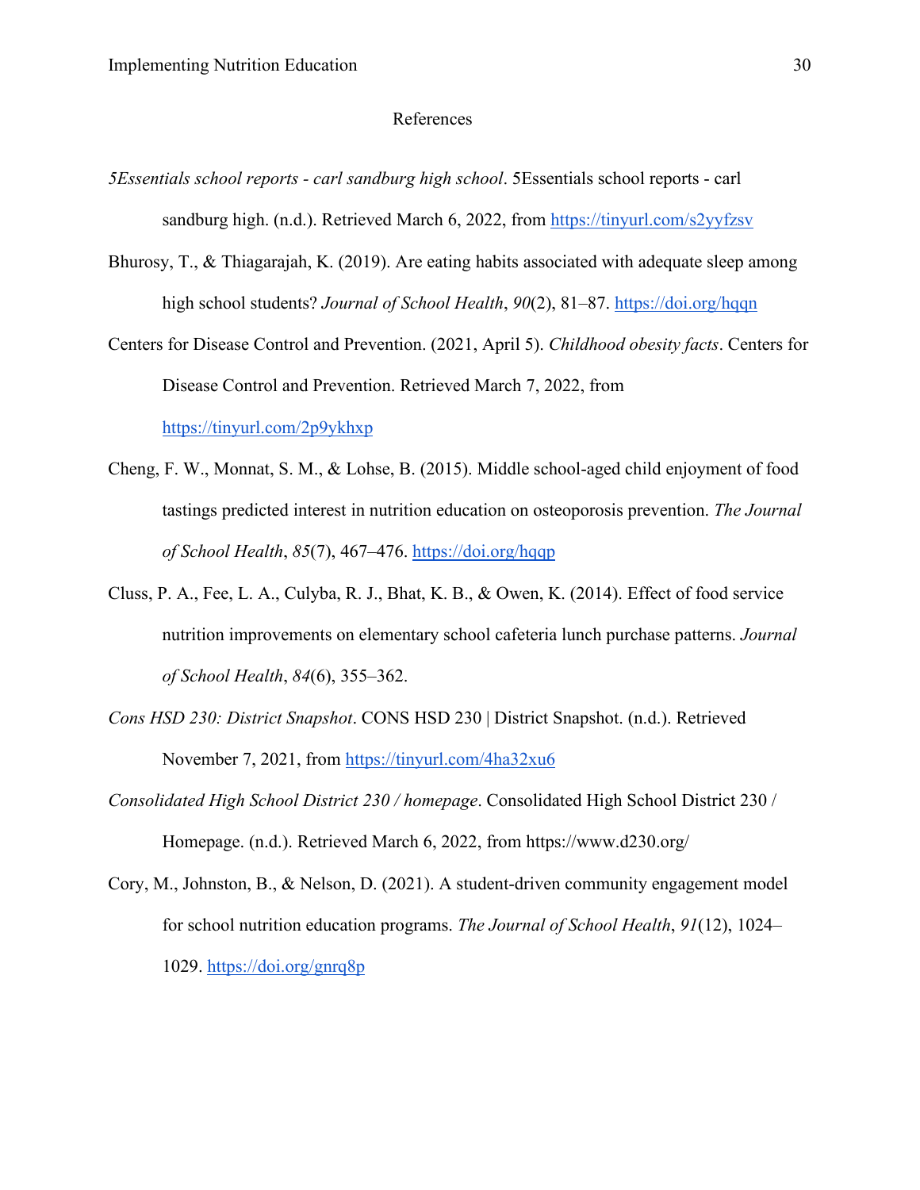# References

*5Essentials school reports - carl sandburg high school*. 5Essentials school reports - carl sandburg high. (n.d.). Retrieved March 6, 2022, from https://tinyurl.com/s2yyfzsv

Bhurosy, T., & Thiagarajah, K. (2019). Are eating habits associated with adequate sleep among high school students? *Journal of School Health*, *90*(2), 81–87. https://doi.org/hqqn

Centers for Disease Control and Prevention. (2021, April 5). *Childhood obesity facts*. Centers for Disease Control and Prevention. Retrieved March 7, 2022, from https://tinyurl.com/2p9ykhxp

Cheng, F. W., Monnat, S. M., & Lohse, B. (2015). Middle school-aged child enjoyment of food tastings predicted interest in nutrition education on osteoporosis prevention. *The Journal of School Health*, *85*(7), 467–476. https://doi.org/hqqp

Cluss, P. A., Fee, L. A., Culyba, R. J., Bhat, K. B., & Owen, K. (2014). Effect of food service nutrition improvements on elementary school cafeteria lunch purchase patterns. *Journal of School Health*, *84*(6), 355–362.

*Cons HSD 230: District Snapshot*. CONS HSD 230 | District Snapshot. (n.d.). Retrieved November 7, 2021, from https://tinyurl.com/4ha32xu6

*Consolidated High School District 230 / homepage*. Consolidated High School District 230 / Homepage. (n.d.). Retrieved March 6, 2022, from https://www.d230.org/

Cory, M., Johnston, B., & Nelson, D. (2021). A student-driven community engagement model for school nutrition education programs. *The Journal of School Health*, *91*(12), 1024–1029. https://doi.org/gnrq8p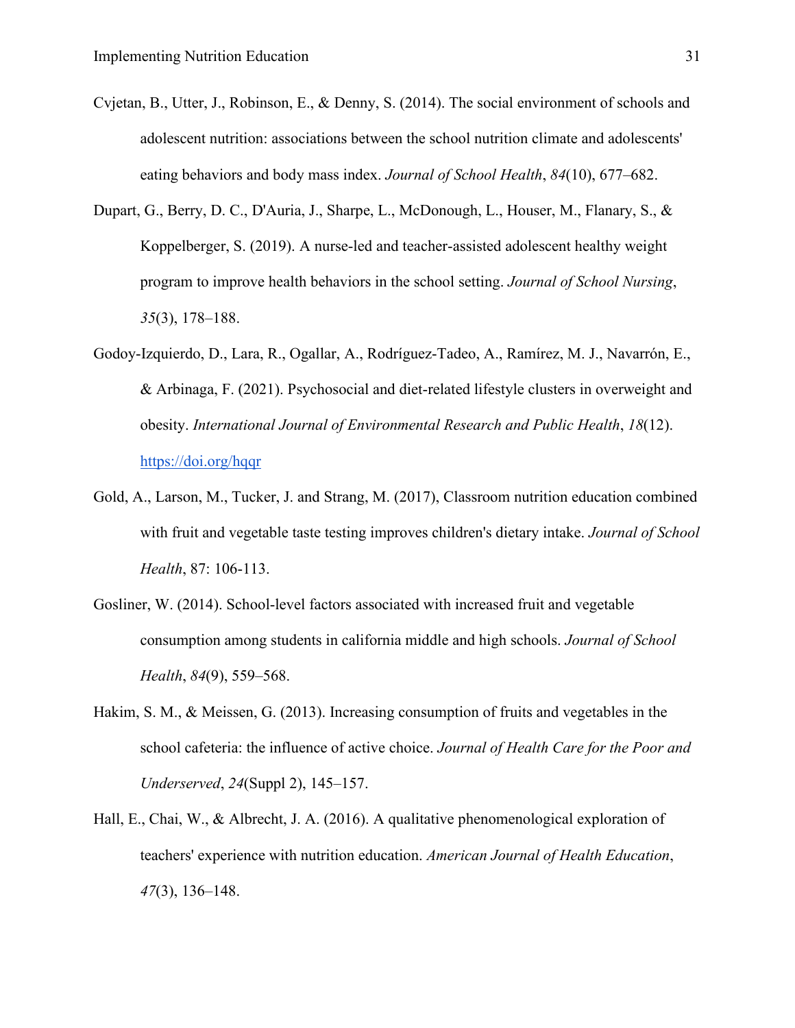Cvjetan, B., Utter, J., Robinson, E., & Denny, S. (2014). The social environment of schools and adolescent nutrition: associations between the school nutrition climate and adolescents' eating behaviors and body mass index. *Journal of School Health*, *84*(10), 677–682.

Dupart, G., Berry, D. C., D'Auria, J., Sharpe, L., McDonough, L., Houser, M., Flanary, S., & Koppelberger, S. (2019). A nurse-led and teacher-assisted adolescent healthy weight program to improve health behaviors in the school setting. *Journal of School Nursing*, *35*(3), 178–188.

Godoy-Izquierdo, D., Lara, R., Ogallar, A., Rodríguez-Tadeo, A., Ramírez, M. J., Navarrón, E., & Arbinaga, F. (2021). Psychosocial and diet-related lifestyle clusters in overweight and obesity. *International Journal of Environmental Research and Public Health*, *18*(12). https://doi.org/hqqr

Gold, A., Larson, M., Tucker, J. and Strang, M. (2017), Classroom nutrition education combined with fruit and vegetable taste testing improves children's dietary intake. *Journal of School Health*, 87: 106-113.

Gosliner, W. (2014). School-level factors associated with increased fruit and vegetable consumption among students in california middle and high schools. *Journal of School Health*, *84*(9), 559–568.

Hakim, S. M., & Meissen, G. (2013). Increasing consumption of fruits and vegetables in the school cafeteria: the influence of active choice. *Journal of Health Care for the Poor and Underserved*, *24*(Suppl 2), 145–157.

Hall, E., Chai, W., & Albrecht, J. A. (2016). A qualitative phenomenological exploration of teachers' experience with nutrition education. *American Journal of Health Education*, *47*(3), 136–148.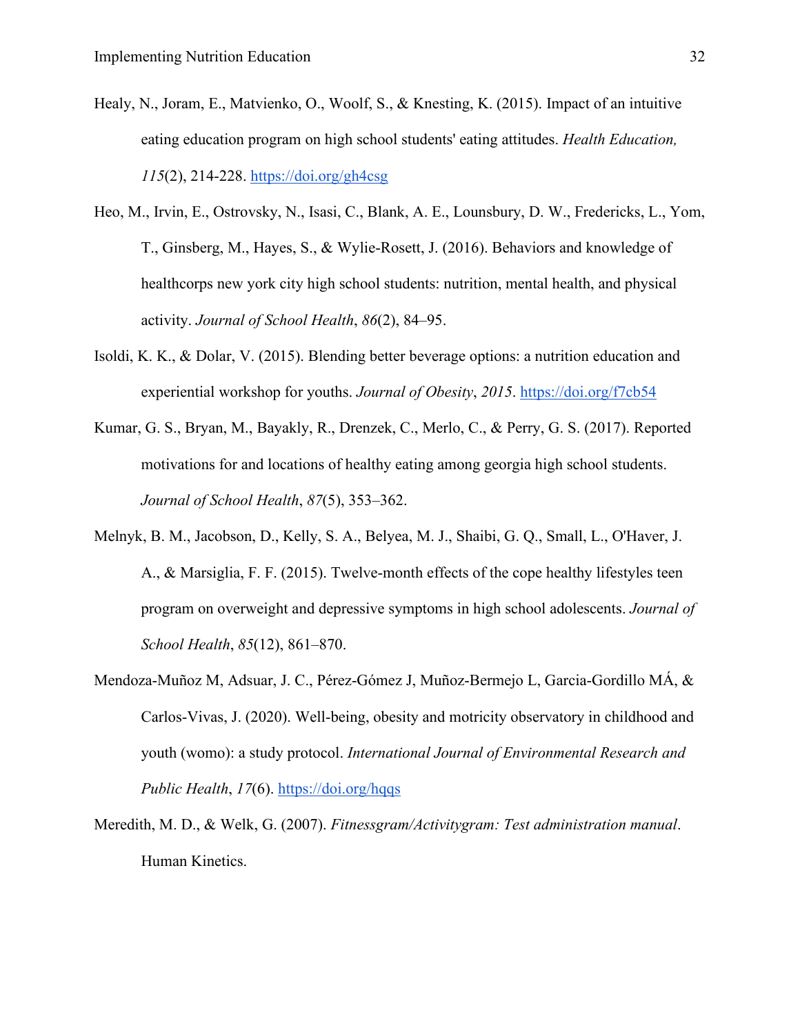Healy, N., Joram, E., Matvienko, O., Woolf, S., & Knesting, K. (2015). Impact of an intuitive eating education program on high school students' eating attitudes. *Health Education, 115*(2), 214-228. https://doi.org/gh4csg

Heo, M., Irvin, E., Ostrovsky, N., Isasi, C., Blank, A. E., Lounsbury, D. W., Fredericks, L., Yom, T., Ginsberg, M., Hayes, S., & Wylie-Rosett, J. (2016). Behaviors and knowledge of healthcorps new york city high school students: nutrition, mental health, and physical activity. *Journal of School Health*, *86*(2), 84–95.

Isoldi, K. K., & Dolar, V. (2015). Blending better beverage options: a nutrition education and experiential workshop for youths. *Journal of Obesity*, *2015*. https://doi.org/f7cb54

Kumar, G. S., Bryan, M., Bayakly, R., Drenzek, C., Merlo, C., & Perry, G. S. (2017). Reported motivations for and locations of healthy eating among georgia high school students. *Journal of School Health*, *87*(5), 353–362.

Melnyk, B. M., Jacobson, D., Kelly, S. A., Belyea, M. J., Shaibi, G. Q., Small, L., O'Haver, J. A., & Marsiglia, F. F. (2015). Twelve-month effects of the cope healthy lifestyles teen program on overweight and depressive symptoms in high school adolescents. *Journal of School Health*, *85*(12), 861–870.

Mendoza-Muñoz M, Adsuar, J. C., Pérez-Gómez J, Muñoz-Bermejo L, Garcia-Gordillo MÁ, & Carlos-Vivas, J. (2020). Well-being, obesity and motricity observatory in childhood and youth (womo): a study protocol. *International Journal of Environmental Research and Public Health*, *17*(6). https://doi.org/hqqs

Meredith, M. D., & Welk, G. (2007). *Fitnessgram/Activitygram: Test administration manual*. Human Kinetics.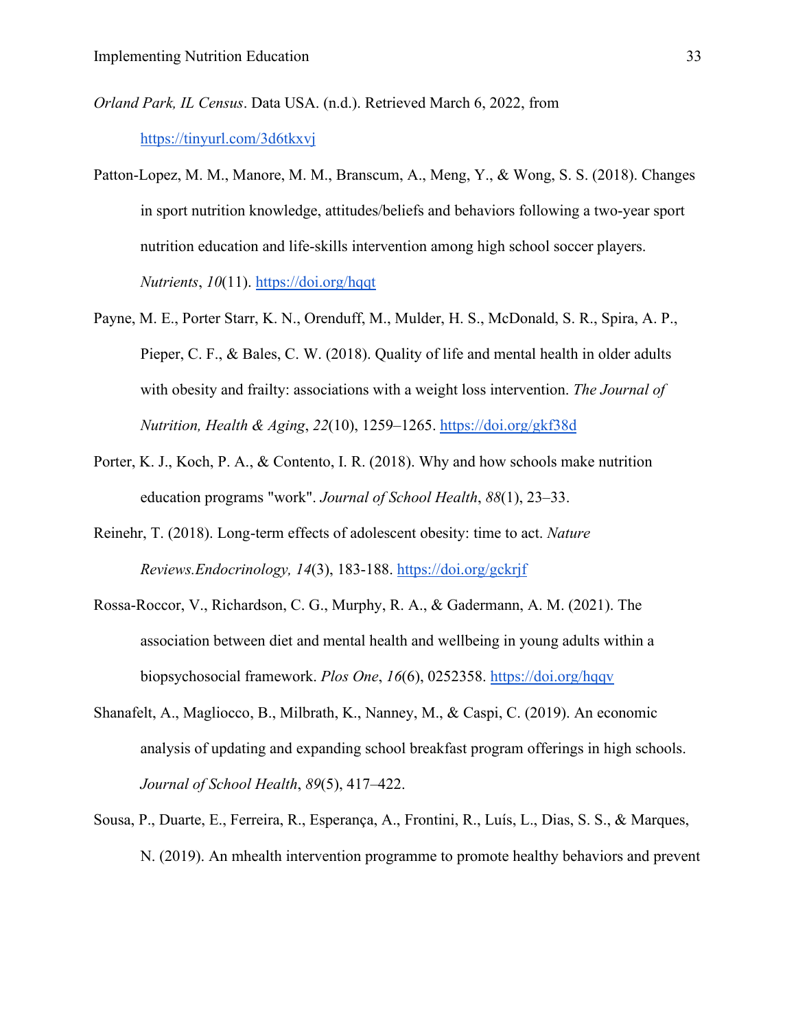*Orland Park, IL Census*. Data USA. (n.d.). Retrieved March 6, 2022, from https://tinyurl.com/3d6tkxvj

Patton-Lopez, M. M., Manore, M. M., Branscum, A., Meng, Y., & Wong, S. S. (2018). Changes in sport nutrition knowledge, attitudes/beliefs and behaviors following a two-year sport nutrition education and life-skills intervention among high school soccer players. *Nutrients*, *10*(11). https://doi.org/hqqt

Payne, M. E., Porter Starr, K. N., Orenduff, M., Mulder, H. S., McDonald, S. R., Spira, A. P., Pieper, C. F., & Bales, C. W. (2018). Quality of life and mental health in older adults with obesity and frailty: associations with a weight loss intervention. *The Journal of Nutrition, Health & Aging*, *22*(10), 1259–1265. https://doi.org/gkf38d

Porter, K. J., Koch, P. A., & Contento, I. R. (2018). Why and how schools make nutrition education programs "work". *Journal of School Health*, *88*(1), 23–33.

Reinehr, T. (2018). Long-term effects of adolescent obesity: time to act. *Nature Reviews.Endocrinology, 14*(3), 183-188. https://doi.org/gckrjf

Rossa-Roccor, V., Richardson, C. G., Murphy, R. A., & Gadermann, A. M. (2021). The association between diet and mental health and wellbeing in young adults within a biopsychosocial framework. *Plos One*, *16*(6), 0252358. https://doi.org/hqqv

Shanafelt, A., Magliocco, B., Milbrath, K., Nanney, M., & Caspi, C. (2019). An economic analysis of updating and expanding school breakfast program offerings in high schools. *Journal of School Health*, *89*(5), 417–422.

Sousa, P., Duarte, E., Ferreira, R., Esperança, A., Frontini, R., Luís, L., Dias, S. S., & Marques, N. (2019). An mhealth intervention programme to promote healthy behaviors and prevent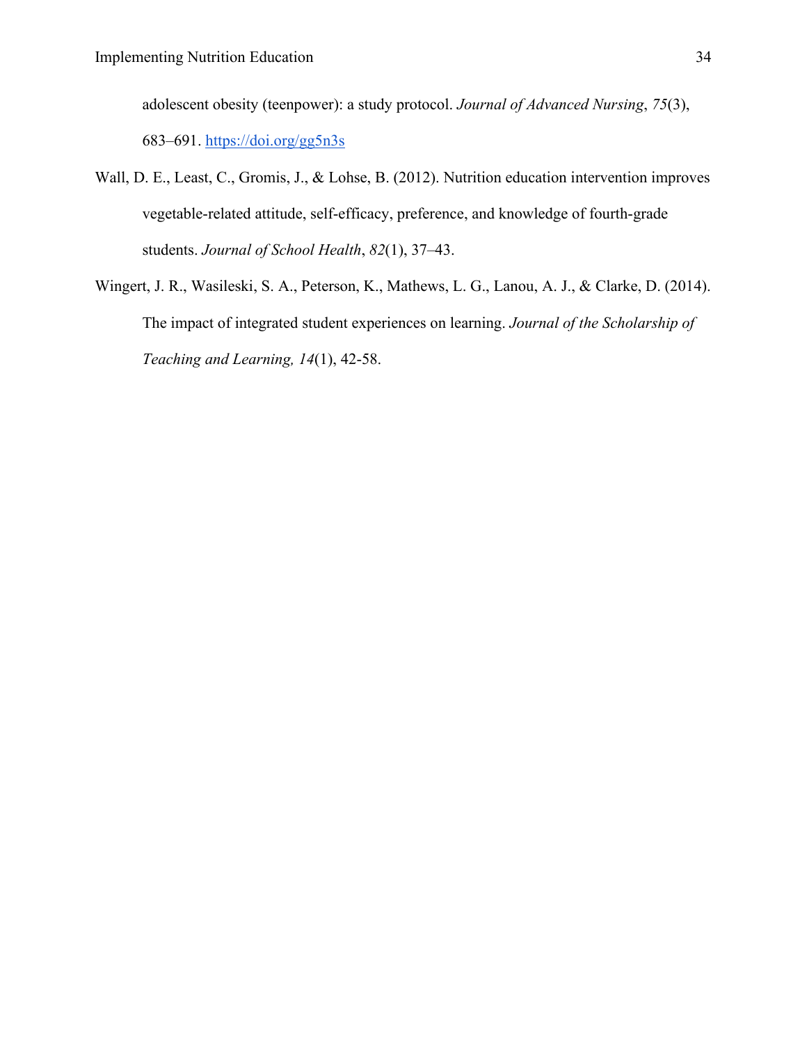adolescent obesity (teenpower): a study protocol. *Journal of Advanced Nursing*, *75*(3), 683–691. https://doi.org/gg5n3s

Wall, D. E., Least, C., Gromis, J., & Lohse, B. (2012). Nutrition education intervention improves vegetable-related attitude, self-efficacy, preference, and knowledge of fourth-grade students. *Journal of School Health*, *82*(1), 37–43.

Wingert, J. R., Wasileski, S. A., Peterson, K., Mathews, L. G., Lanou, A. J., & Clarke, D. (2014). The impact of integrated student experiences on learning. *Journal of the Scholarship of Teaching and Learning, 14*(1), 42-58.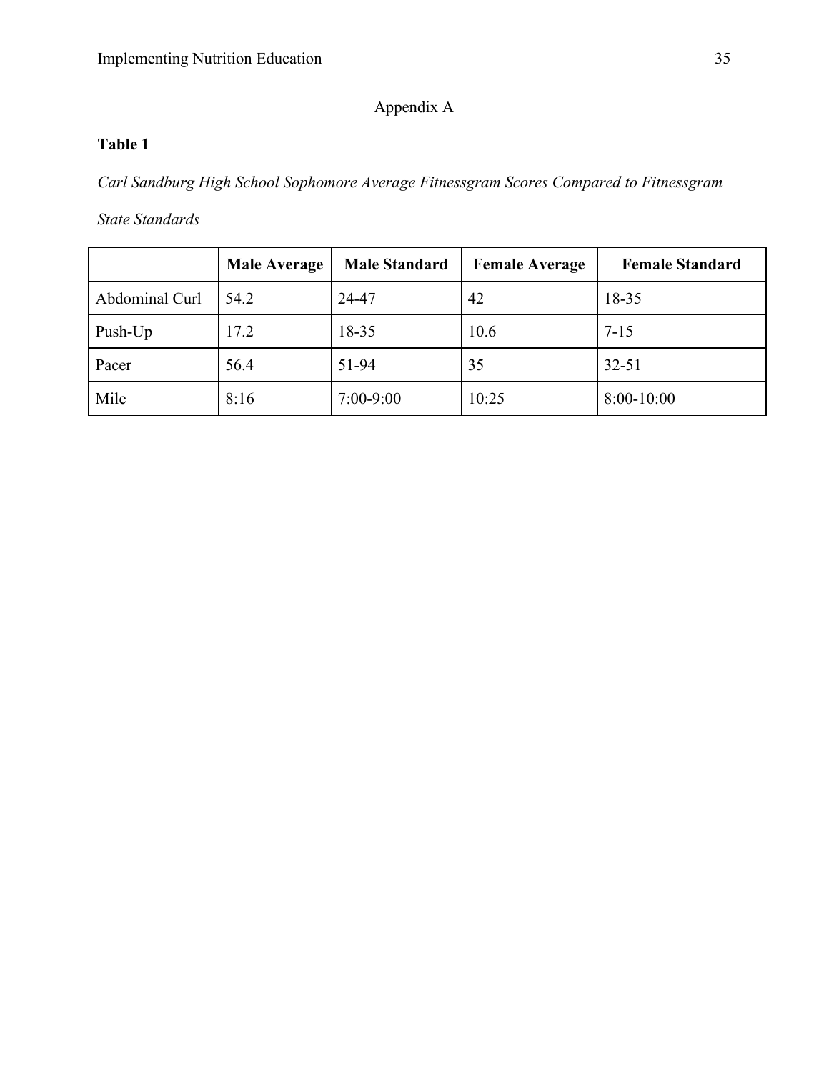## Appendix A

**Table 1**

*Carl Sandburg High School Sophomore Average Fitnessgram Scores Compared to Fitnessgram State Standards*

| | **Male Average** | **Male Standard** | **Female Average** | **Female Standard** |
|---|---|---|---|---|
| Abdominal Curl | 54.2 | 24-47 | 42 | 18-35 |
| Push-Up | 17.2 | 18-35 | 10.6 | 7-15 |
| Pacer | 56.4 | 51-94 | 35 | 32-51 |
| Mile | 8:16 | 7:00-9:00 | 10:25 | 8:00-10:00 |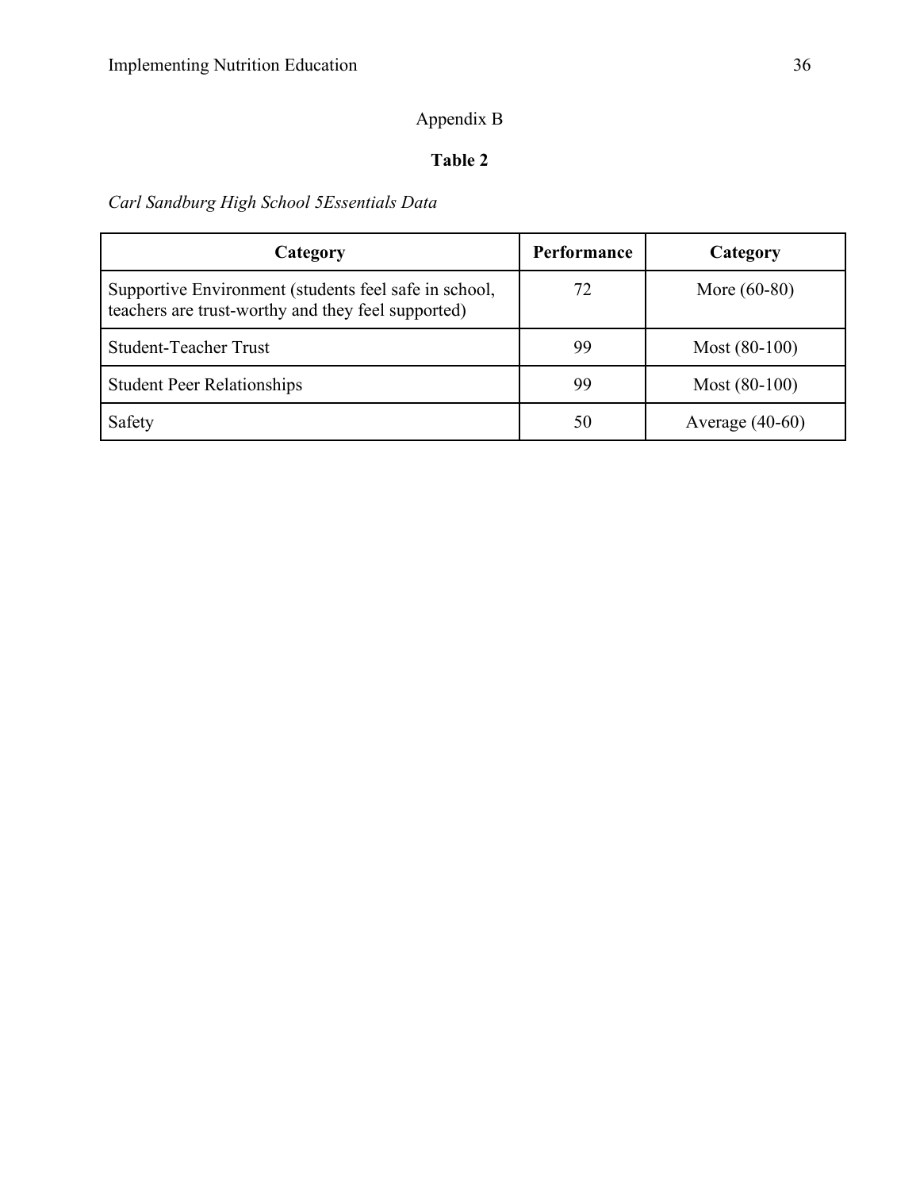Appendix B

**Table 2**

*Carl Sandburg High School 5Essentials Data*

| **Category** | **Performance** | **Category** |
|---|---|---|
| Supportive Environment (students feel safe in school, teachers are trust-worthy and they feel supported) | 72 | More (60-80) |
| Student-Teacher Trust | 99 | Most (80-100) |
| Student Peer Relationships | 99 | Most (80-100) |
| Safety | 50 | Average (40-60) |